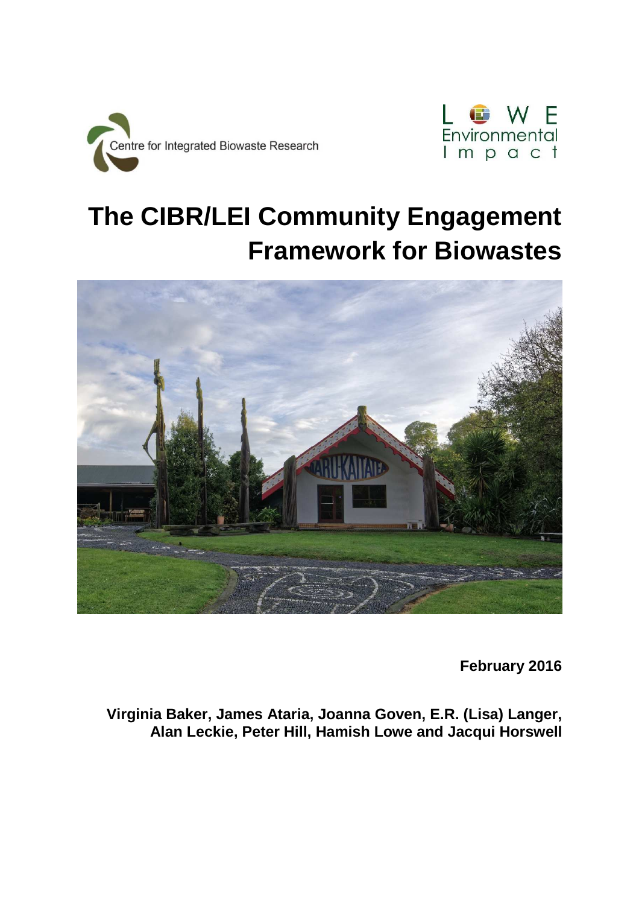Centre for Integrated Biowaste Research

LOWE Environmental Impact

# The CIBR/LEI Community Engagement Framework for Biowastes

**February 2016**

**Virginia Baker, James Ataria, Joanna Goven, E.R. (Lisa) Langer, Alan Leckie, Peter Hill, Hamish Lowe and Jacqui Horswell**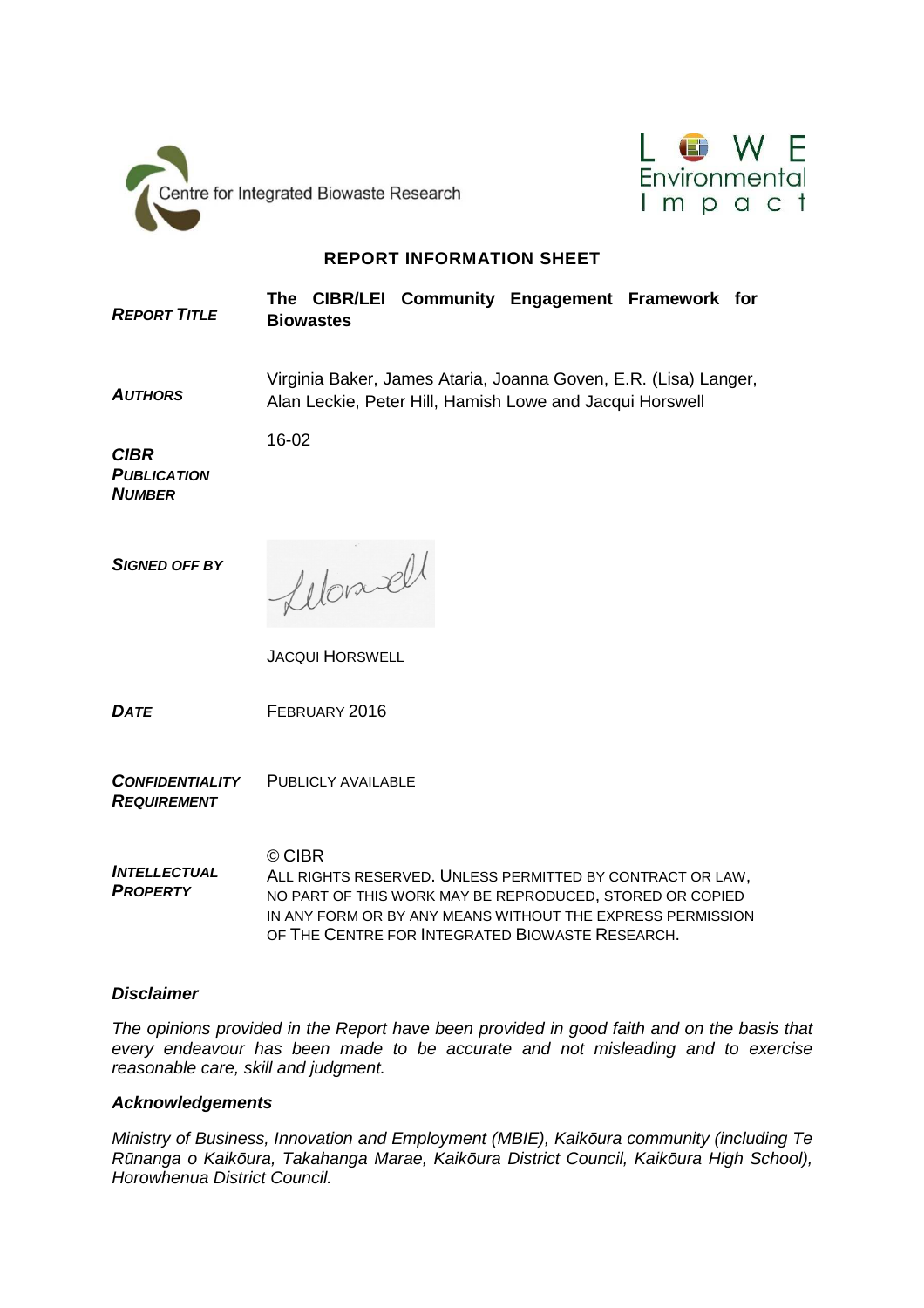Centre for Integrated Biowaste Research

LOWE Environmental Impact

## REPORT INFORMATION SHEET

| | |
|---|---|
| ***REPORT TITLE*** | **The CIBR/LEI Community Engagement Framework for Biowastes** |
| ***AUTHORS*** | Virginia Baker, James Ataria, Joanna Goven, E.R. (Lisa) Langer, Alan Leckie, Peter Hill, Hamish Lowe and Jacqui Horswell |
| ***CIBR PUBLICATION NUMBER*** | 16-02 |
| ***SIGNED OFF BY*** | JACQUI HORSWELL |
| ***DATE*** | FEBRUARY 2016 |
| ***CONFIDENTIALITY REQUIREMENT*** | PUBLICLY AVAILABLE |
| ***INTELLECTUAL PROPERTY*** | © CIBR<br>ALL RIGHTS RESERVED. UNLESS PERMITTED BY CONTRACT OR LAW, NO PART OF THIS WORK MAY BE REPRODUCED, STORED OR COPIED IN ANY FORM OR BY ANY MEANS WITHOUT THE EXPRESS PERMISSION OF THE CENTRE FOR INTEGRATED BIOWASTE RESEARCH. |

***Disclaimer***

*The opinions provided in the Report have been provided in good faith and on the basis that every endeavour has been made to be accurate and not misleading and to exercise reasonable care, skill and judgment.*

***Acknowledgements***

*Ministry of Business, Innovation and Employment (MBIE), Kaikōura community (including Te Rūnanga o Kaikōura, Takahanga Marae, Kaikōura District Council, Kaikōura High School), Horowhenua District Council.*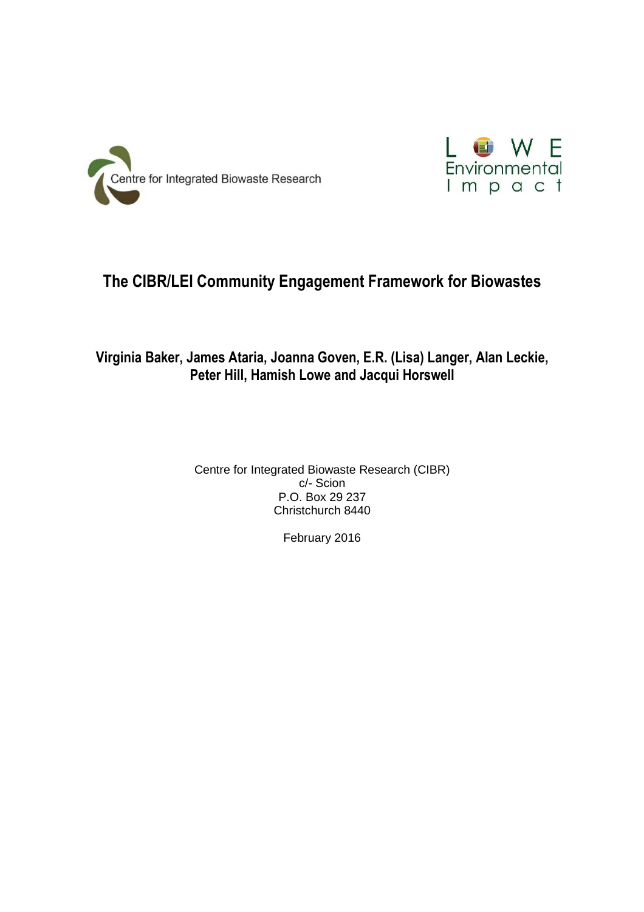Centre for Integrated Biowaste Research

LOWE Environmental Impact

# The CIBR/LEI Community Engagement Framework for Biowastes

**Virginia Baker, James Ataria, Joanna Goven, E.R. (Lisa) Langer, Alan Leckie, Peter Hill, Hamish Lowe and Jacqui Horswell**

Centre for Integrated Biowaste Research (CIBR)
c/- Scion
P.O. Box 29 237
Christchurch 8440

February 2016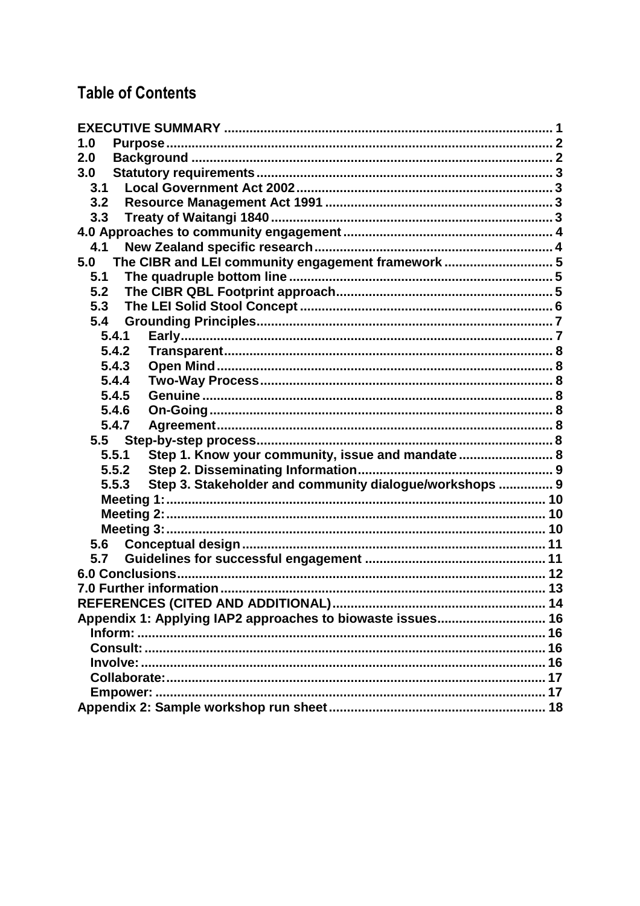# Table of Contents

- EXECUTIVE SUMMARY ... 1
- 1.0 Purpose ... 2
- 2.0 Background ... 2
- 3.0 Statutory requirements ... 3
  - 3.1 Local Government Act 2002 ... 3
  - 3.2 Resource Management Act 1991 ... 3
  - 3.3 Treaty of Waitangi 1840 ... 3
- 4.0 Approaches to community engagement ... 4
  - 4.1 New Zealand specific research ... 4
- 5.0 The CIBR and LEI community engagement framework ... 5
  - 5.1 The quadruple bottom line ... 5
  - 5.2 The CIBR QBL Footprint approach ... 5
  - 5.3 The LEI Solid Stool Concept ... 6
  - 5.4 Grounding Principles ... 7
    - 5.4.1 Early ... 7
    - 5.4.2 Transparent ... 8
    - 5.4.3 Open Mind ... 8
    - 5.4.4 Two-Way Process ... 8
    - 5.4.5 Genuine ... 8
    - 5.4.6 On-Going ... 8
    - 5.4.7 Agreement ... 8
  - 5.5 Step-by-step process ... 8
    - 5.5.1 Step 1. Know your community, issue and mandate ... 8
    - 5.5.2 Step 2. Disseminating Information ... 9
    - 5.5.3 Step 3. Stakeholder and community dialogue/workshops ... 9
    - Meeting 1: ... 10
    - Meeting 2: ... 10
    - Meeting 3: ... 10
  - 5.6 Conceptual design ... 11
  - 5.7 Guidelines for successful engagement ... 11
- 6.0 Conclusions ... 12
- 7.0 Further information ... 13
- REFERENCES (CITED AND ADDITIONAL) ... 14
- Appendix 1: Applying IAP2 approaches to biowaste issues ... 16
  - Inform: ... 16
  - Consult: ... 16
  - Involve: ... 16
  - Collaborate: ... 17
  - Empower: ... 17
- Appendix 2: Sample workshop run sheet ... 18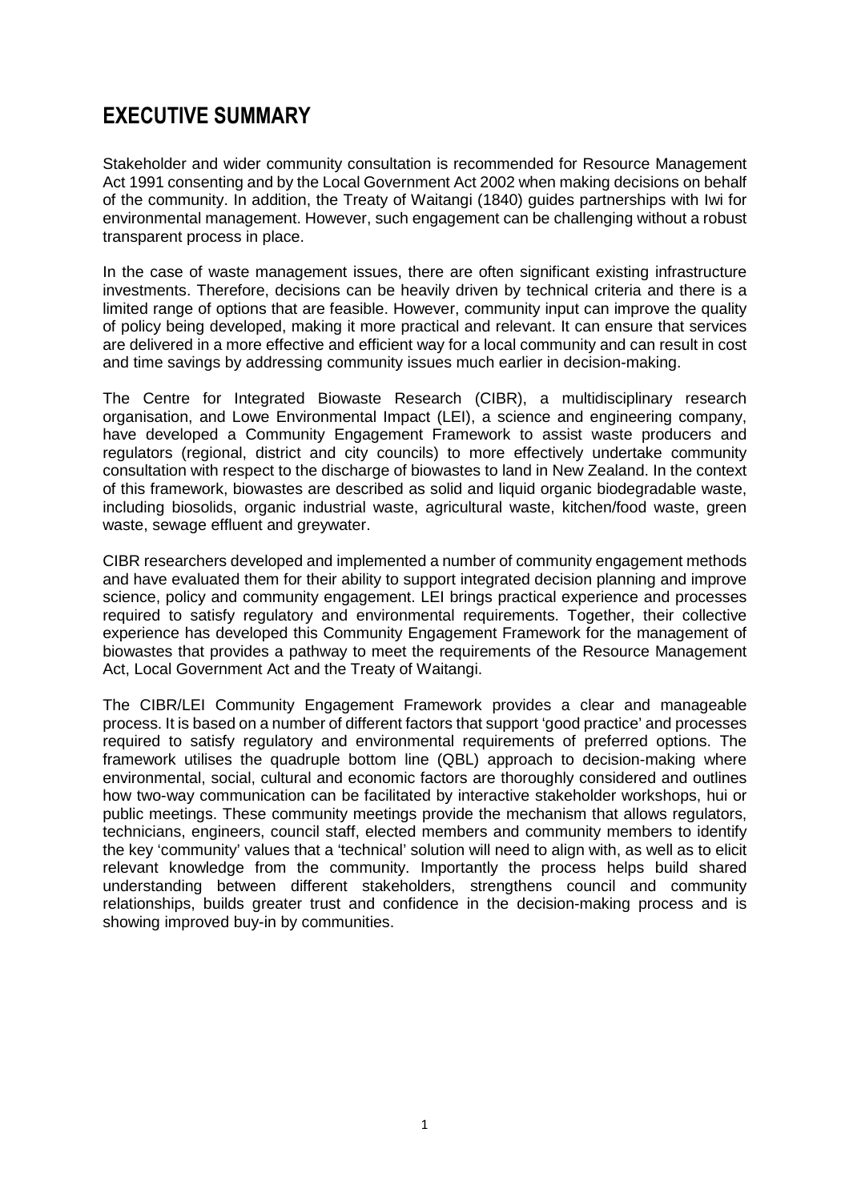# EXECUTIVE SUMMARY

Stakeholder and wider community consultation is recommended for Resource Management Act 1991 consenting and by the Local Government Act 2002 when making decisions on behalf of the community. In addition, the Treaty of Waitangi (1840) guides partnerships with Iwi for environmental management. However, such engagement can be challenging without a robust transparent process in place.

In the case of waste management issues, there are often significant existing infrastructure investments. Therefore, decisions can be heavily driven by technical criteria and there is a limited range of options that are feasible. However, community input can improve the quality of policy being developed, making it more practical and relevant. It can ensure that services are delivered in a more effective and efficient way for a local community and can result in cost and time savings by addressing community issues much earlier in decision-making.

The Centre for Integrated Biowaste Research (CIBR), a multidisciplinary research organisation, and Lowe Environmental Impact (LEI), a science and engineering company, have developed a Community Engagement Framework to assist waste producers and regulators (regional, district and city councils) to more effectively undertake community consultation with respect to the discharge of biowastes to land in New Zealand. In the context of this framework, biowastes are described as solid and liquid organic biodegradable waste, including biosolids, organic industrial waste, agricultural waste, kitchen/food waste, green waste, sewage effluent and greywater.

CIBR researchers developed and implemented a number of community engagement methods and have evaluated them for their ability to support integrated decision planning and improve science, policy and community engagement. LEI brings practical experience and processes required to satisfy regulatory and environmental requirements. Together, their collective experience has developed this Community Engagement Framework for the management of biowastes that provides a pathway to meet the requirements of the Resource Management Act, Local Government Act and the Treaty of Waitangi.

The CIBR/LEI Community Engagement Framework provides a clear and manageable process. It is based on a number of different factors that support 'good practice' and processes required to satisfy regulatory and environmental requirements of preferred options. The framework utilises the quadruple bottom line (QBL) approach to decision-making where environmental, social, cultural and economic factors are thoroughly considered and outlines how two-way communication can be facilitated by interactive stakeholder workshops, hui or public meetings. These community meetings provide the mechanism that allows regulators, technicians, engineers, council staff, elected members and community members to identify the key 'community' values that a 'technical' solution will need to align with, as well as to elicit relevant knowledge from the community. Importantly the process helps build shared understanding between different stakeholders, strengthens council and community relationships, builds greater trust and confidence in the decision-making process and is showing improved buy-in by communities.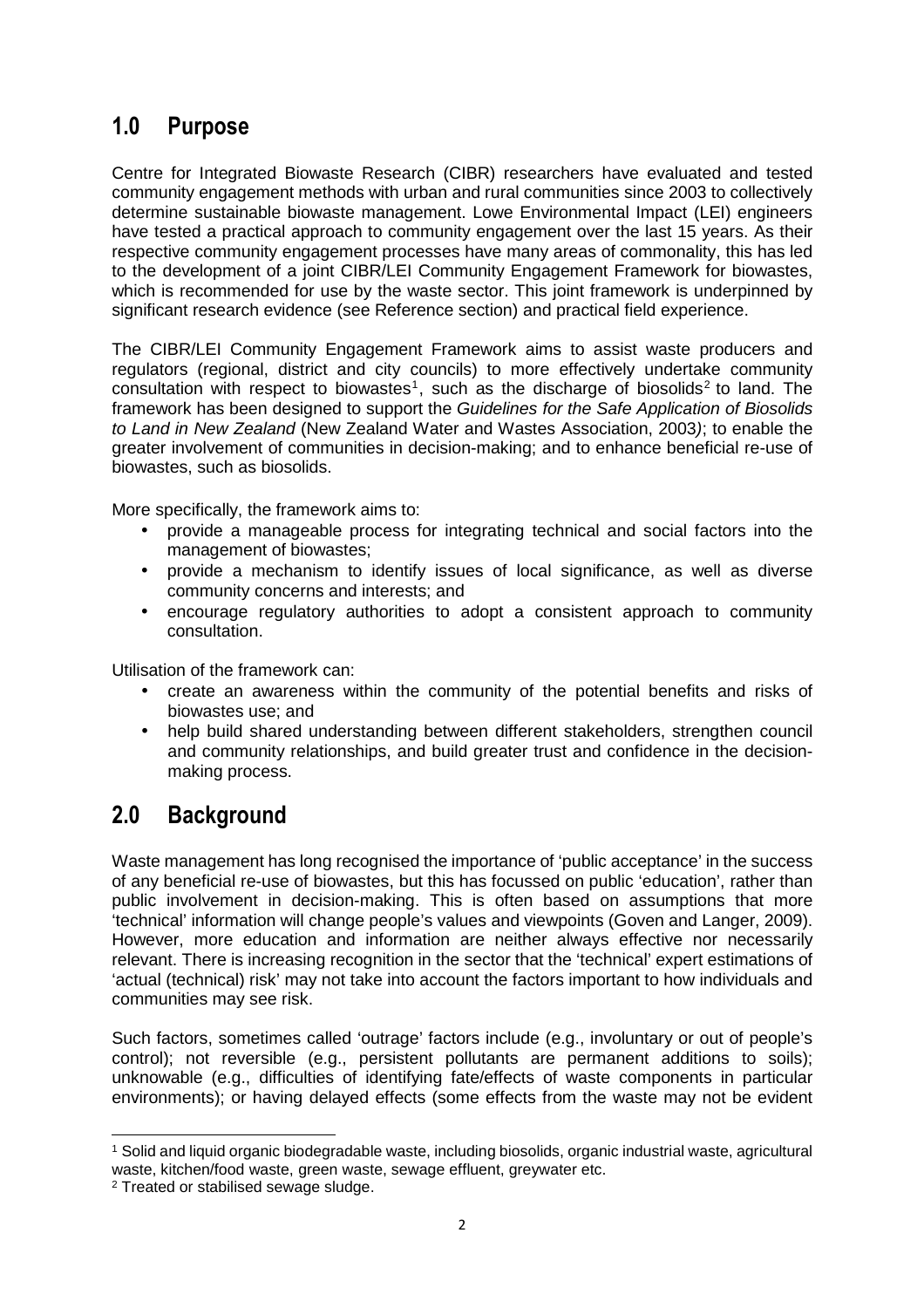## 1.0 Purpose

Centre for Integrated Biowaste Research (CIBR) researchers have evaluated and tested community engagement methods with urban and rural communities since 2003 to collectively determine sustainable biowaste management. Lowe Environmental Impact (LEI) engineers have tested a practical approach to community engagement over the last 15 years. As their respective community engagement processes have many areas of commonality, this has led to the development of a joint CIBR/LEI Community Engagement Framework for biowastes, which is recommended for use by the waste sector. This joint framework is underpinned by significant research evidence (see Reference section) and practical field experience.

The CIBR/LEI Community Engagement Framework aims to assist waste producers and regulators (regional, district and city councils) to more effectively undertake community consultation with respect to biowastes[1], such as the discharge of biosolids[2] to land. The framework has been designed to support the *Guidelines for the Safe Application of Biosolids to Land in New Zealand* (New Zealand Water and Wastes Association, 2003); to enable the greater involvement of communities in decision-making; and to enhance beneficial re-use of biowastes, such as biosolids.

More specifically, the framework aims to:

- provide a manageable process for integrating technical and social factors into the management of biowastes;
- provide a mechanism to identify issues of local significance, as well as diverse community concerns and interests; and
- encourage regulatory authorities to adopt a consistent approach to community consultation.

Utilisation of the framework can:

- create an awareness within the community of the potential benefits and risks of biowastes use; and
- help build shared understanding between different stakeholders, strengthen council and community relationships, and build greater trust and confidence in the decision-making process.

## 2.0 Background

Waste management has long recognised the importance of 'public acceptance' in the success of any beneficial re-use of biowastes, but this has focussed on public 'education', rather than public involvement in decision-making. This is often based on assumptions that more 'technical' information will change people's values and viewpoints (Goven and Langer, 2009). However, more education and information are neither always effective nor necessarily relevant. There is increasing recognition in the sector that the 'technical' expert estimations of 'actual (technical) risk' may not take into account the factors important to how individuals and communities may see risk.

Such factors, sometimes called 'outrage' factors include (e.g., involuntary or out of people's control); not reversible (e.g., persistent pollutants are permanent additions to soils); unknowable (e.g., difficulties of identifying fate/effects of waste components in particular environments); or having delayed effects (some effects from the waste may not be evident

[1] Solid and liquid organic biodegradable waste, including biosolids, organic industrial waste, agricultural waste, kitchen/food waste, green waste, sewage effluent, greywater etc.

[2] Treated or stabilised sewage sludge.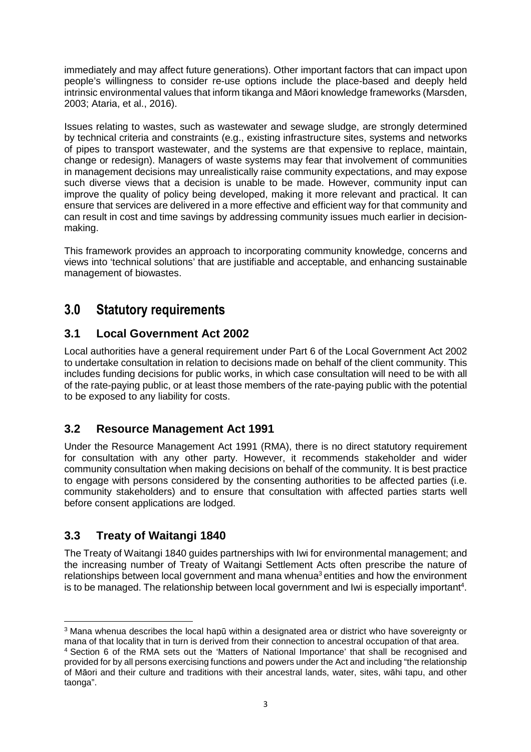immediately and may affect future generations). Other important factors that can impact upon people's willingness to consider re-use options include the place-based and deeply held intrinsic environmental values that inform tikanga and Māori knowledge frameworks (Marsden, 2003; Ataria, et al., 2016).

Issues relating to wastes, such as wastewater and sewage sludge, are strongly determined by technical criteria and constraints (e.g., existing infrastructure sites, systems and networks of pipes to transport wastewater, and the systems are that expensive to replace, maintain, change or redesign). Managers of waste systems may fear that involvement of communities in management decisions may unrealistically raise community expectations, and may expose such diverse views that a decision is unable to be made. However, community input can improve the quality of policy being developed, making it more relevant and practical. It can ensure that services are delivered in a more effective and efficient way for that community and can result in cost and time savings by addressing community issues much earlier in decision-making.

This framework provides an approach to incorporating community knowledge, concerns and views into 'technical solutions' that are justifiable and acceptable, and enhancing sustainable management of biowastes.

# 3.0 Statutory requirements

## 3.1 Local Government Act 2002

Local authorities have a general requirement under Part 6 of the Local Government Act 2002 to undertake consultation in relation to decisions made on behalf of the client community. This includes funding decisions for public works, in which case consultation will need to be with all of the rate-paying public, or at least those members of the rate-paying public with the potential to be exposed to any liability for costs.

## 3.2 Resource Management Act 1991

Under the Resource Management Act 1991 (RMA), there is no direct statutory requirement for consultation with any other party. However, it recommends stakeholder and wider community consultation when making decisions on behalf of the community. It is best practice to engage with persons considered by the consenting authorities to be affected parties (i.e. community stakeholders) and to ensure that consultation with affected parties starts well before consent applications are lodged.

## 3.3 Treaty of Waitangi 1840

The Treaty of Waitangi 1840 guides partnerships with Iwi for environmental management; and the increasing number of Treaty of Waitangi Settlement Acts often prescribe the nature of relationships between local government and mana whenua[3] entities and how the environment is to be managed. The relationship between local government and Iwi is especially important[4].

[3] Mana whenua describes the local hapū within a designated area or district who have sovereignty or mana of that locality that in turn is derived from their connection to ancestral occupation of that area.

[4] Section 6 of the RMA sets out the 'Matters of National Importance' that shall be recognised and provided for by all persons exercising functions and powers under the Act and including "the relationship of Māori and their culture and traditions with their ancestral lands, water, sites, wāhi tapu, and other taonga".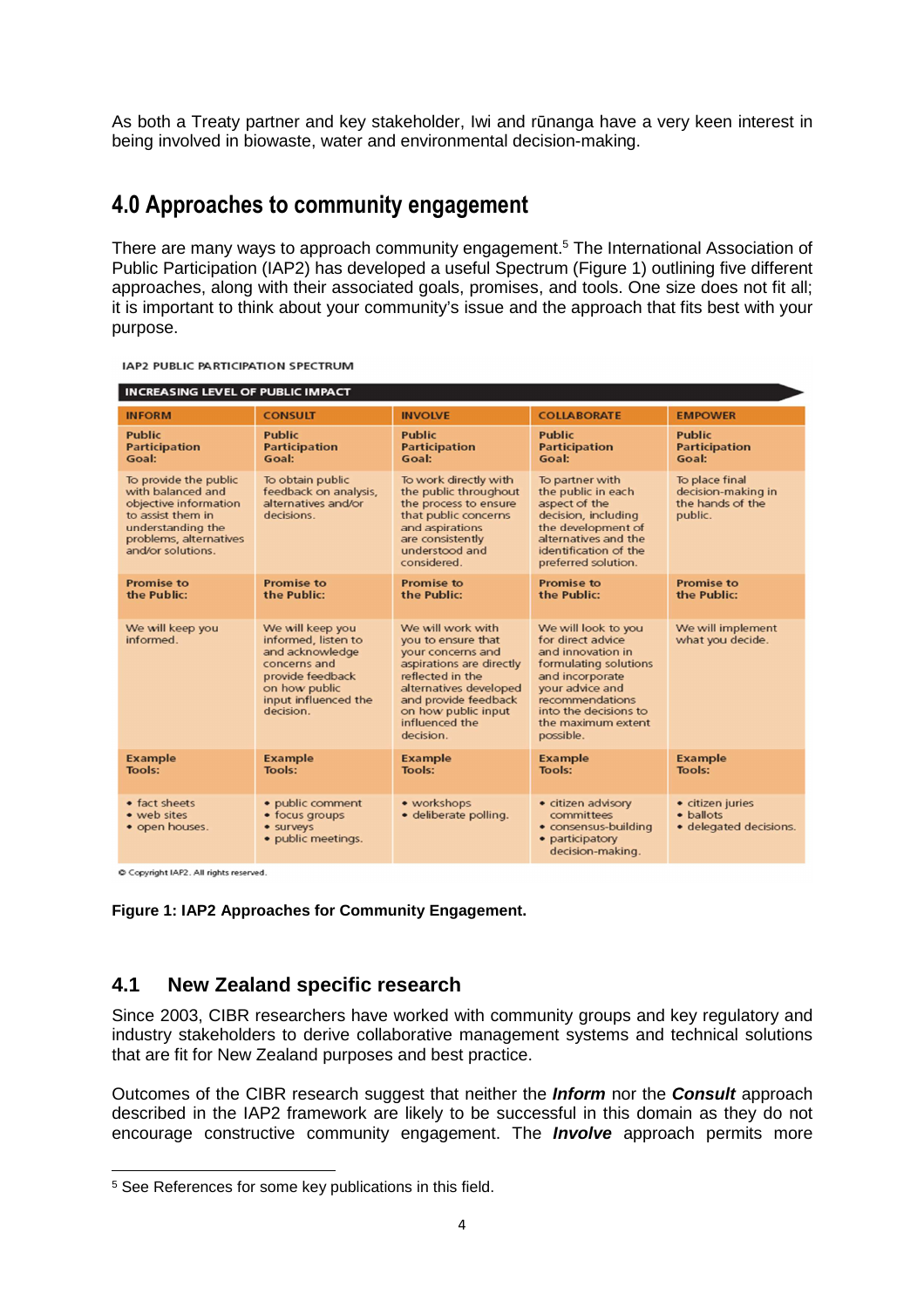As both a Treaty partner and key stakeholder, Iwi and rūnanga have a very keen interest in being involved in biowaste, water and environmental decision-making.

## 4.0 Approaches to community engagement

There are many ways to approach community engagement.[5] The International Association of Public Participation (IAP2) has developed a useful Spectrum (Figure 1) outlining five different approaches, along with their associated goals, promises, and tools. One size does not fit all; it is important to think about your community's issue and the approach that fits best with your purpose.

IAP2 PUBLIC PARTICIPATION SPECTRUM

INCREASING LEVEL OF PUBLIC IMPACT

| INFORM | CONSULT | INVOLVE | COLLABORATE | EMPOWER |
|---|---|---|---|---|
| **Public Participation Goal:** | **Public Participation Goal:** | **Public Participation Goal:** | **Public Participation Goal:** | **Public Participation Goal:** |
| To provide the public with balanced and objective information to assist them in understanding the problems, alternatives and/or solutions. | To obtain public feedback on analysis, alternatives and/or decisions. | To work directly with the public throughout the process to ensure that public concerns and aspirations are consistently understood and considered. | To partner with the public in each aspect of the decision, including the development of alternatives and the identification of the preferred solution. | To place final decision-making in the hands of the public. |
| **Promise to the Public:** | **Promise to the Public:** | **Promise to the Public:** | **Promise to the Public:** | **Promise to the Public:** |
| We will keep you informed. | We will keep you informed, listen to and acknowledge concerns and provide feedback on how public input influenced the decision. | We will work with you to ensure that your concerns and aspirations are directly reflected in the alternatives developed and provide feedback on how public input influenced the decision. | We will look to you for direct advice and innovation in formulating solutions and incorporate your advice and recommendations into the decisions to the maximum extent possible. | We will implement what you decide. |
| **Example Tools:** | **Example Tools:** | **Example Tools:** | **Example Tools:** | **Example Tools:** |
| • fact sheets<br>• web sites<br>• open houses. | • public comment<br>• focus groups<br>• surveys<br>• public meetings. | • workshops<br>• deliberate polling. | • citizen advisory committees<br>• consensus-building<br>• participatory decision-making. | • citizen juries<br>• ballots<br>• delegated decisions. |

© Copyright IAP2. All rights reserved.

**Figure 1: IAP2 Approaches for Community Engagement.**

### 4.1 New Zealand specific research

Since 2003, CIBR researchers have worked with community groups and key regulatory and industry stakeholders to derive collaborative management systems and technical solutions that are fit for New Zealand purposes and best practice.

Outcomes of the CIBR research suggest that neither the ***Inform*** nor the ***Consult*** approach described in the IAP2 framework are likely to be successful in this domain as they do not encourage constructive community engagement. The ***Involve*** approach permits more

[5] See References for some key publications in this field.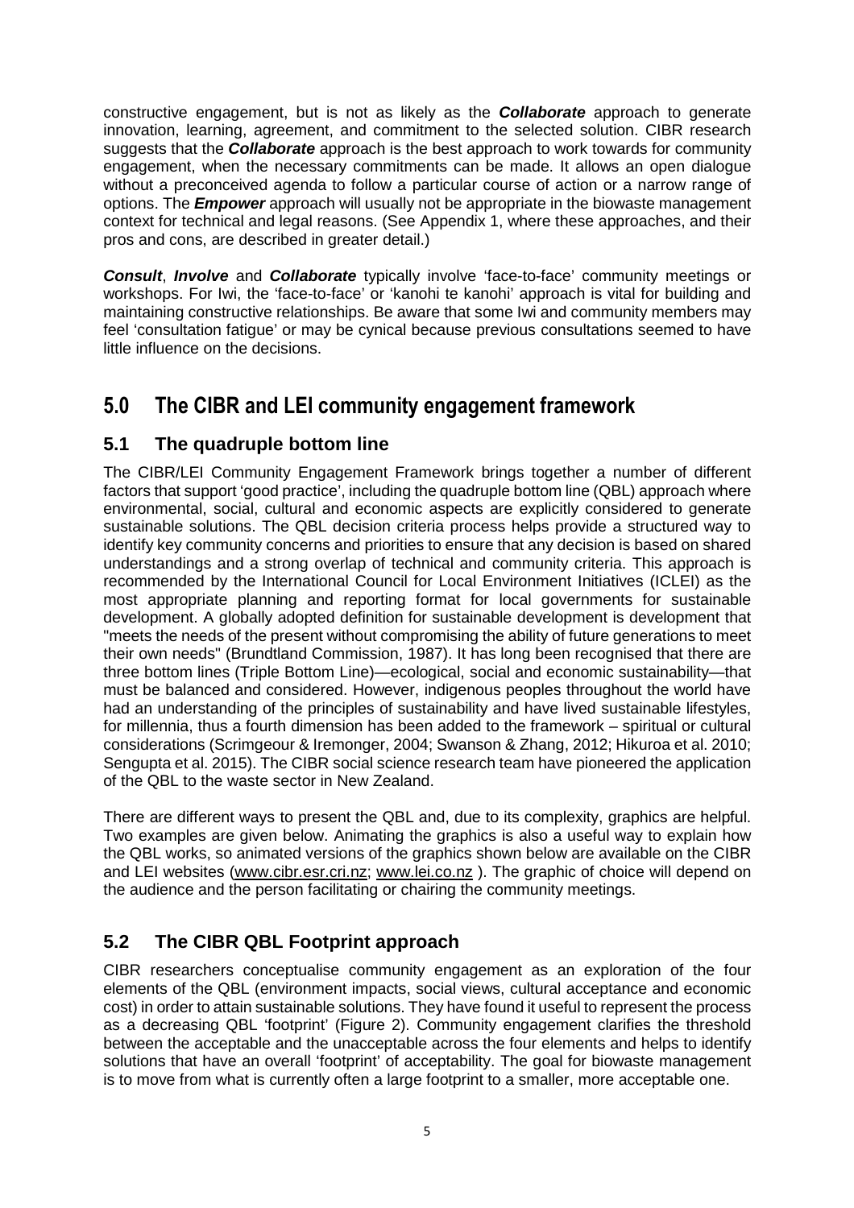constructive engagement, but is not as likely as the ***Collaborate*** approach to generate innovation, learning, agreement, and commitment to the selected solution. CIBR research suggests that the ***Collaborate*** approach is the best approach to work towards for community engagement, when the necessary commitments can be made. It allows an open dialogue without a preconceived agenda to follow a particular course of action or a narrow range of options. The ***Empower*** approach will usually not be appropriate in the biowaste management context for technical and legal reasons. (See Appendix 1, where these approaches, and their pros and cons, are described in greater detail.)

***Consult***, ***Involve*** and ***Collaborate*** typically involve 'face-to-face' community meetings or workshops. For Iwi, the 'face-to-face' or 'kanohi te kanohi' approach is vital for building and maintaining constructive relationships. Be aware that some Iwi and community members may feel 'consultation fatigue' or may be cynical because previous consultations seemed to have little influence on the decisions.

# 5.0 The CIBR and LEI community engagement framework

## 5.1 The quadruple bottom line

The CIBR/LEI Community Engagement Framework brings together a number of different factors that support 'good practice', including the quadruple bottom line (QBL) approach where environmental, social, cultural and economic aspects are explicitly considered to generate sustainable solutions. The QBL decision criteria process helps provide a structured way to identify key community concerns and priorities to ensure that any decision is based on shared understandings and a strong overlap of technical and community criteria. This approach is recommended by the International Council for Local Environment Initiatives (ICLEI) as the most appropriate planning and reporting format for local governments for sustainable development. A globally adopted definition for sustainable development is development that "meets the needs of the present without compromising the ability of future generations to meet their own needs" (Brundtland Commission, 1987). It has long been recognised that there are three bottom lines (Triple Bottom Line)—ecological, social and economic sustainability—that must be balanced and considered. However, indigenous peoples throughout the world have had an understanding of the principles of sustainability and have lived sustainable lifestyles, for millennia, thus a fourth dimension has been added to the framework – spiritual or cultural considerations (Scrimgeour & Iremonger, 2004; Swanson & Zhang, 2012; Hikuroa et al. 2010; Sengupta et al. 2015). The CIBR social science research team have pioneered the application of the QBL to the waste sector in New Zealand.

There are different ways to present the QBL and, due to its complexity, graphics are helpful. Two examples are given below. Animating the graphics is also a useful way to explain how the QBL works, so animated versions of the graphics shown below are available on the CIBR and LEI websites (www.cibr.esr.cri.nz; www.lei.co.nz ). The graphic of choice will depend on the audience and the person facilitating or chairing the community meetings.

## 5.2 The CIBR QBL Footprint approach

CIBR researchers conceptualise community engagement as an exploration of the four elements of the QBL (environment impacts, social views, cultural acceptance and economic cost) in order to attain sustainable solutions. They have found it useful to represent the process as a decreasing QBL 'footprint' (Figure 2). Community engagement clarifies the threshold between the acceptable and the unacceptable across the four elements and helps to identify solutions that have an overall 'footprint' of acceptability. The goal for biowaste management is to move from what is currently often a large footprint to a smaller, more acceptable one.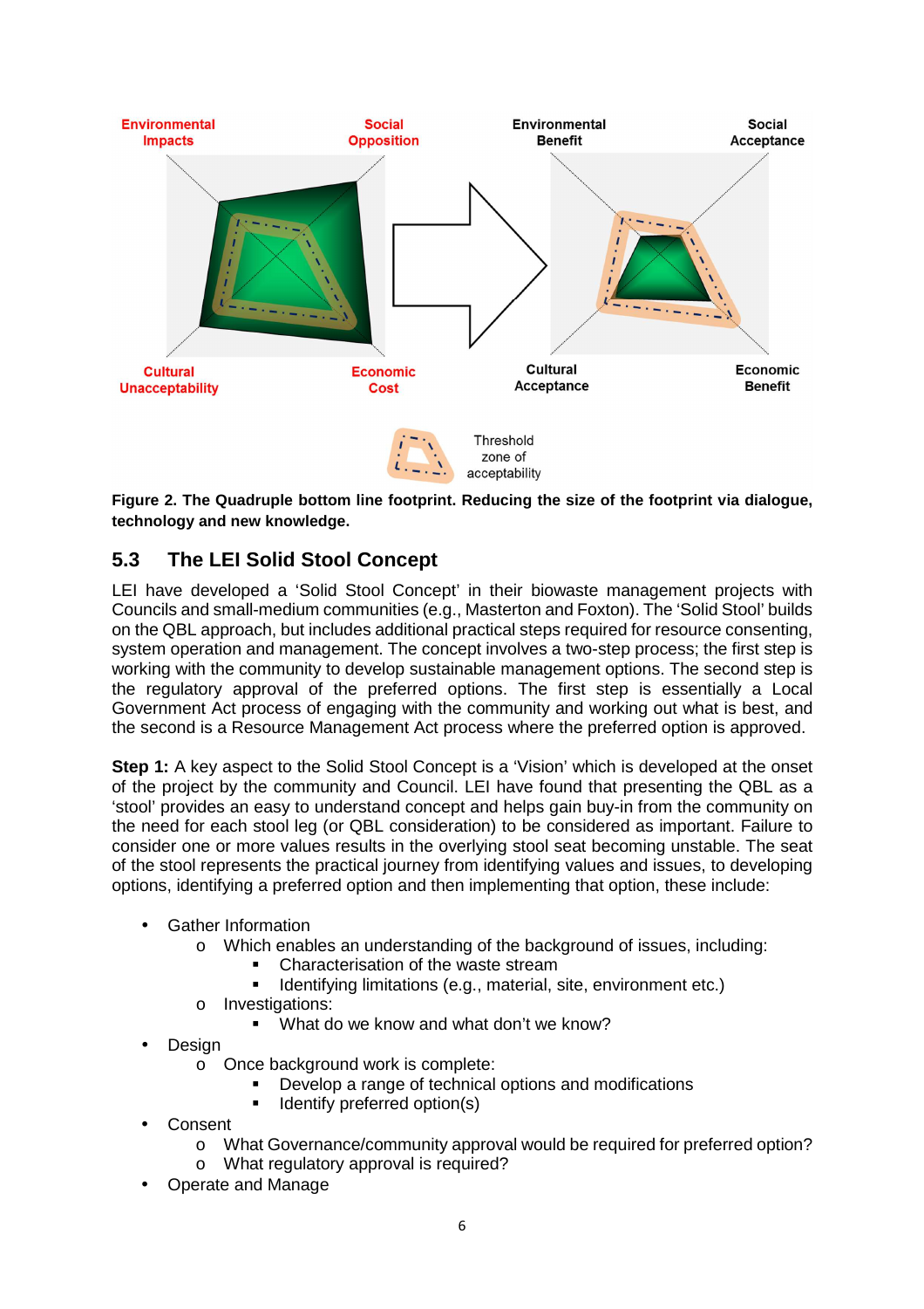Environmental Impacts
Social Opposition
Cultural Unacceptability
Economic Cost

Environmental Benefit
Social Acceptance
Cultural Acceptance
Economic Benefit

Threshold zone of acceptability

**Figure 2. The Quadruple bottom line footprint. Reducing the size of the footprint via dialogue, technology and new knowledge.**

## 5.3 The LEI Solid Stool Concept

LEI have developed a 'Solid Stool Concept' in their biowaste management projects with Councils and small-medium communities (e.g., Masterton and Foxton). The 'Solid Stool' builds on the QBL approach, but includes additional practical steps required for resource consenting, system operation and management. The concept involves a two-step process; the first step is working with the community to develop sustainable management options. The second step is the regulatory approval of the preferred options. The first step is essentially a Local Government Act process of engaging with the community and working out what is best, and the second is a Resource Management Act process where the preferred option is approved.

**Step 1:** A key aspect to the Solid Stool Concept is a 'Vision' which is developed at the onset of the project by the community and Council. LEI have found that presenting the QBL as a 'stool' provides an easy to understand concept and helps gain buy-in from the community on the need for each stool leg (or QBL consideration) to be considered as important. Failure to consider one or more values results in the overlying stool seat becoming unstable. The seat of the stool represents the practical journey from identifying values and issues, to developing options, identifying a preferred option and then implementing that option, these include:

- Gather Information
  - Which enables an understanding of the background of issues, including:
    - Characterisation of the waste stream
    - Identifying limitations (e.g., material, site, environment etc.)
  - Investigations:
    - What do we know and what don't we know?
- Design
  - Once background work is complete:
    - Develop a range of technical options and modifications
    - Identify preferred option(s)
- Consent
  - What Governance/community approval would be required for preferred option?
  - What regulatory approval is required?
- Operate and Manage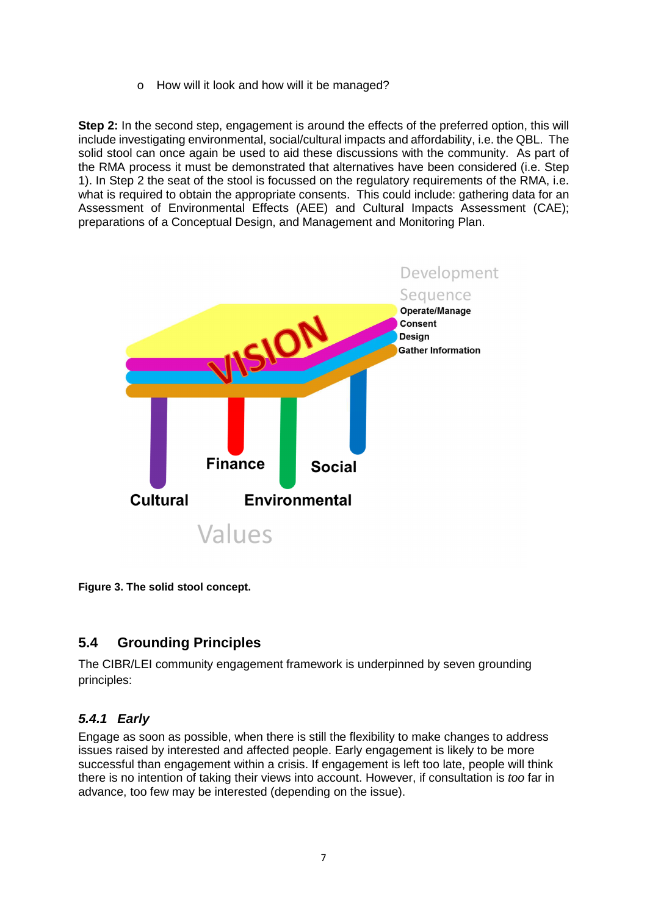- How will it look and how will it be managed?

**Step 2:** In the second step, engagement is around the effects of the preferred option, this will include investigating environmental, social/cultural impacts and affordability, i.e. the QBL. The solid stool can once again be used to aid these discussions with the community. As part of the RMA process it must be demonstrated that alternatives have been considered (i.e. Step 1). In Step 2 the seat of the stool is focussed on the regulatory requirements of the RMA, i.e. what is required to obtain the appropriate consents. This could include: gathering data for an Assessment of Environmental Effects (AEE) and Cultural Impacts Assessment (CAE); preparations of a Conceptual Design, and Management and Monitoring Plan.

Development Sequence
Operate/Manage
Consent
Design
Gather Information
VISION
Finance
Social
Cultural
Environmental
Values

**Figure 3. The solid stool concept.**

## 5.4 Grounding Principles

The CIBR/LEI community engagement framework is underpinned by seven grounding principles:

### *5.4.1 Early*

Engage as soon as possible, when there is still the flexibility to make changes to address issues raised by interested and affected people. Early engagement is likely to be more successful than engagement within a crisis. If engagement is left too late, people will think there is no intention of taking their views into account. However, if consultation is *too* far in advance, too few may be interested (depending on the issue).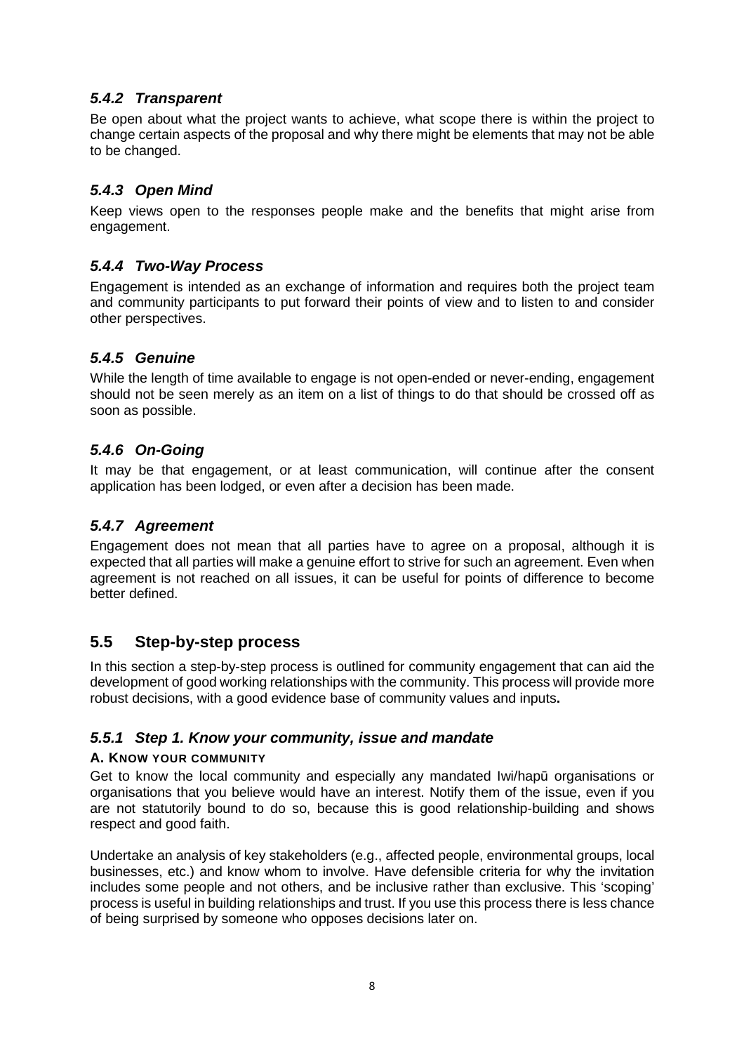### *5.4.2 Transparent*

Be open about what the project wants to achieve, what scope there is within the project to change certain aspects of the proposal and why there might be elements that may not be able to be changed.

### *5.4.3 Open Mind*

Keep views open to the responses people make and the benefits that might arise from engagement.

### *5.4.4 Two-Way Process*

Engagement is intended as an exchange of information and requires both the project team and community participants to put forward their points of view and to listen to and consider other perspectives.

### *5.4.5 Genuine*

While the length of time available to engage is not open-ended or never-ending, engagement should not be seen merely as an item on a list of things to do that should be crossed off as soon as possible.

### *5.4.6 On-Going*

It may be that engagement, or at least communication, will continue after the consent application has been lodged, or even after a decision has been made.

### *5.4.7 Agreement*

Engagement does not mean that all parties have to agree on a proposal, although it is expected that all parties will make a genuine effort to strive for such an agreement. Even when agreement is not reached on all issues, it can be useful for points of difference to become better defined.

## 5.5 Step-by-step process

In this section a step-by-step process is outlined for community engagement that can aid the development of good working relationships with the community. This process will provide more robust decisions, with a good evidence base of community values and inputs**.**

### *5.5.1 Step 1. Know your community, issue and mandate*

**A. KNOW YOUR COMMUNITY**

Get to know the local community and especially any mandated Iwi/hapū organisations or organisations that you believe would have an interest. Notify them of the issue, even if you are not statutorily bound to do so, because this is good relationship-building and shows respect and good faith.

Undertake an analysis of key stakeholders (e.g., affected people, environmental groups, local businesses, etc.) and know whom to involve. Have defensible criteria for why the invitation includes some people and not others, and be inclusive rather than exclusive. This 'scoping' process is useful in building relationships and trust. If you use this process there is less chance of being surprised by someone who opposes decisions later on.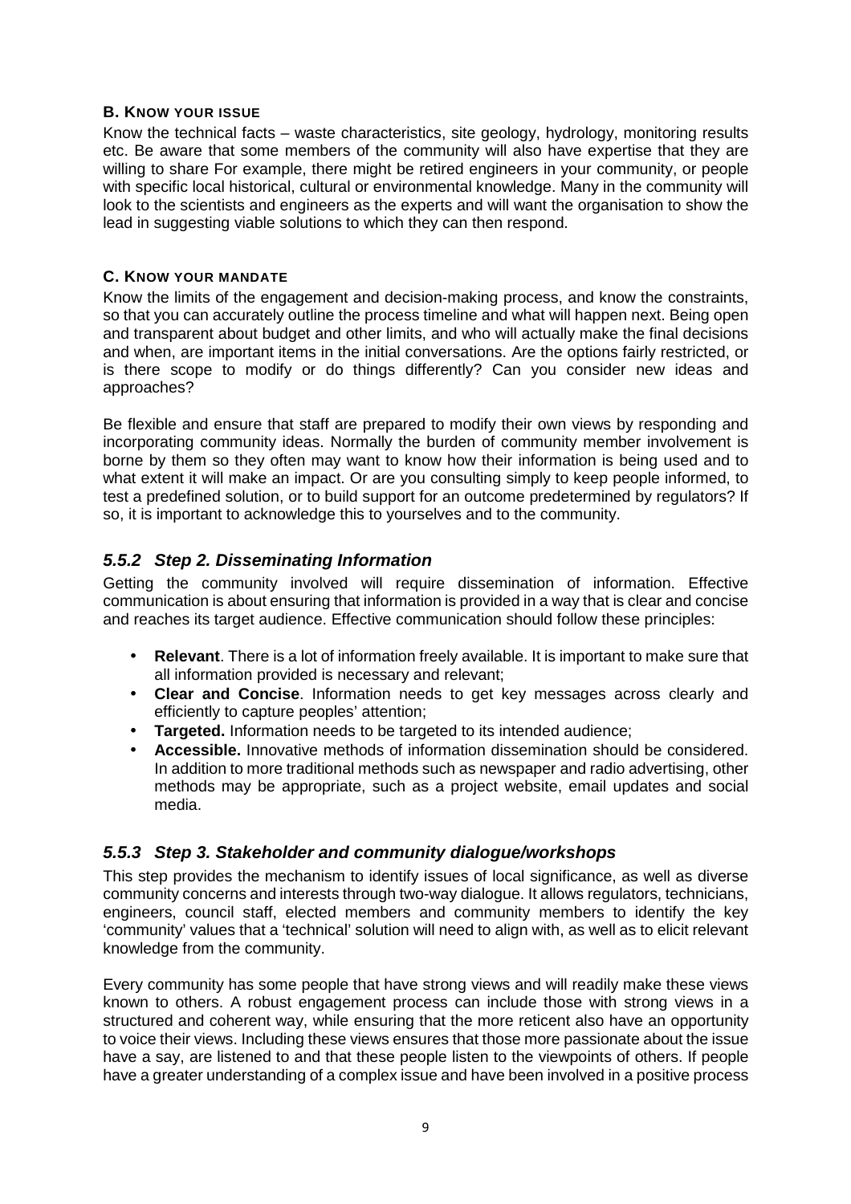#### B. KNOW YOUR ISSUE

Know the technical facts – waste characteristics, site geology, hydrology, monitoring results etc. Be aware that some members of the community will also have expertise that they are willing to share For example, there might be retired engineers in your community, or people with specific local historical, cultural or environmental knowledge. Many in the community will look to the scientists and engineers as the experts and will want the organisation to show the lead in suggesting viable solutions to which they can then respond.

#### C. KNOW YOUR MANDATE

Know the limits of the engagement and decision-making process, and know the constraints, so that you can accurately outline the process timeline and what will happen next. Being open and transparent about budget and other limits, and who will actually make the final decisions and when, are important items in the initial conversations. Are the options fairly restricted, or is there scope to modify or do things differently? Can you consider new ideas and approaches?

Be flexible and ensure that staff are prepared to modify their own views by responding and incorporating community ideas. Normally the burden of community member involvement is borne by them so they often may want to know how their information is being used and to what extent it will make an impact. Or are you consulting simply to keep people informed, to test a predefined solution, or to build support for an outcome predetermined by regulators? If so, it is important to acknowledge this to yourselves and to the community.

### *5.5.2 Step 2. Disseminating Information*

Getting the community involved will require dissemination of information. Effective communication is about ensuring that information is provided in a way that is clear and concise and reaches its target audience. Effective communication should follow these principles:

- **Relevant**. There is a lot of information freely available. It is important to make sure that all information provided is necessary and relevant;
- **Clear and Concise**. Information needs to get key messages across clearly and efficiently to capture peoples' attention;
- **Targeted.** Information needs to be targeted to its intended audience;
- **Accessible.** Innovative methods of information dissemination should be considered. In addition to more traditional methods such as newspaper and radio advertising, other methods may be appropriate, such as a project website, email updates and social media.

### *5.5.3 Step 3. Stakeholder and community dialogue/workshops*

This step provides the mechanism to identify issues of local significance, as well as diverse community concerns and interests through two-way dialogue. It allows regulators, technicians, engineers, council staff, elected members and community members to identify the key 'community' values that a 'technical' solution will need to align with, as well as to elicit relevant knowledge from the community.

Every community has some people that have strong views and will readily make these views known to others. A robust engagement process can include those with strong views in a structured and coherent way, while ensuring that the more reticent also have an opportunity to voice their views. Including these views ensures that those more passionate about the issue have a say, are listened to and that these people listen to the viewpoints of others. If people have a greater understanding of a complex issue and have been involved in a positive process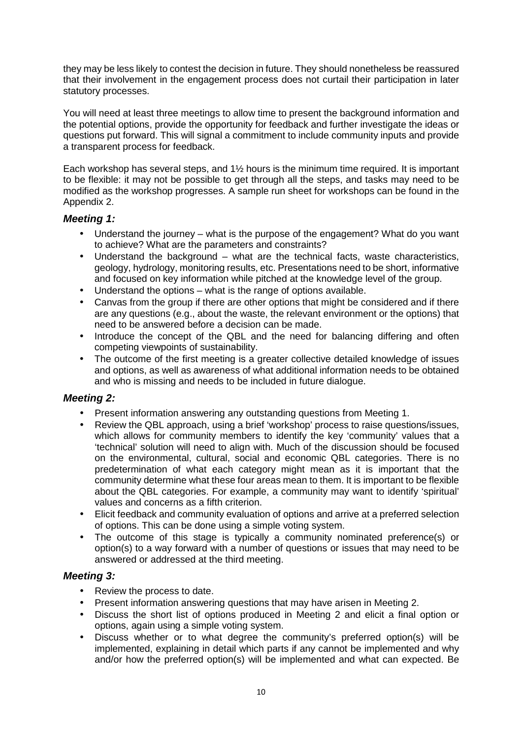they may be less likely to contest the decision in future. They should nonetheless be reassured that their involvement in the engagement process does not curtail their participation in later statutory processes.

You will need at least three meetings to allow time to present the background information and the potential options, provide the opportunity for feedback and further investigate the ideas or questions put forward. This will signal a commitment to include community inputs and provide a transparent process for feedback.

Each workshop has several steps, and 1½ hours is the minimum time required. It is important to be flexible: it may not be possible to get through all the steps, and tasks may need to be modified as the workshop progresses. A sample run sheet for workshops can be found in the Appendix 2.

### *Meeting 1:*

- Understand the journey – what is the purpose of the engagement? What do you want to achieve? What are the parameters and constraints?
- Understand the background – what are the technical facts, waste characteristics, geology, hydrology, monitoring results, etc. Presentations need to be short, informative and focused on key information while pitched at the knowledge level of the group.
- Understand the options – what is the range of options available.
- Canvas from the group if there are other options that might be considered and if there are any questions (e.g., about the waste, the relevant environment or the options) that need to be answered before a decision can be made.
- Introduce the concept of the QBL and the need for balancing differing and often competing viewpoints of sustainability.
- The outcome of the first meeting is a greater collective detailed knowledge of issues and options, as well as awareness of what additional information needs to be obtained and who is missing and needs to be included in future dialogue.

### *Meeting 2:*

- Present information answering any outstanding questions from Meeting 1.
- Review the QBL approach, using a brief 'workshop' process to raise questions/issues, which allows for community members to identify the key 'community' values that a 'technical' solution will need to align with. Much of the discussion should be focused on the environmental, cultural, social and economic QBL categories. There is no predetermination of what each category might mean as it is important that the community determine what these four areas mean to them. It is important to be flexible about the QBL categories. For example, a community may want to identify 'spiritual' values and concerns as a fifth criterion.
- Elicit feedback and community evaluation of options and arrive at a preferred selection of options. This can be done using a simple voting system.
- The outcome of this stage is typically a community nominated preference(s) or option(s) to a way forward with a number of questions or issues that may need to be answered or addressed at the third meeting.

### *Meeting 3:*

- Review the process to date.
- Present information answering questions that may have arisen in Meeting 2.
- Discuss the short list of options produced in Meeting 2 and elicit a final option or options, again using a simple voting system.
- Discuss whether or to what degree the community's preferred option(s) will be implemented, explaining in detail which parts if any cannot be implemented and why and/or how the preferred option(s) will be implemented and what can expected. Be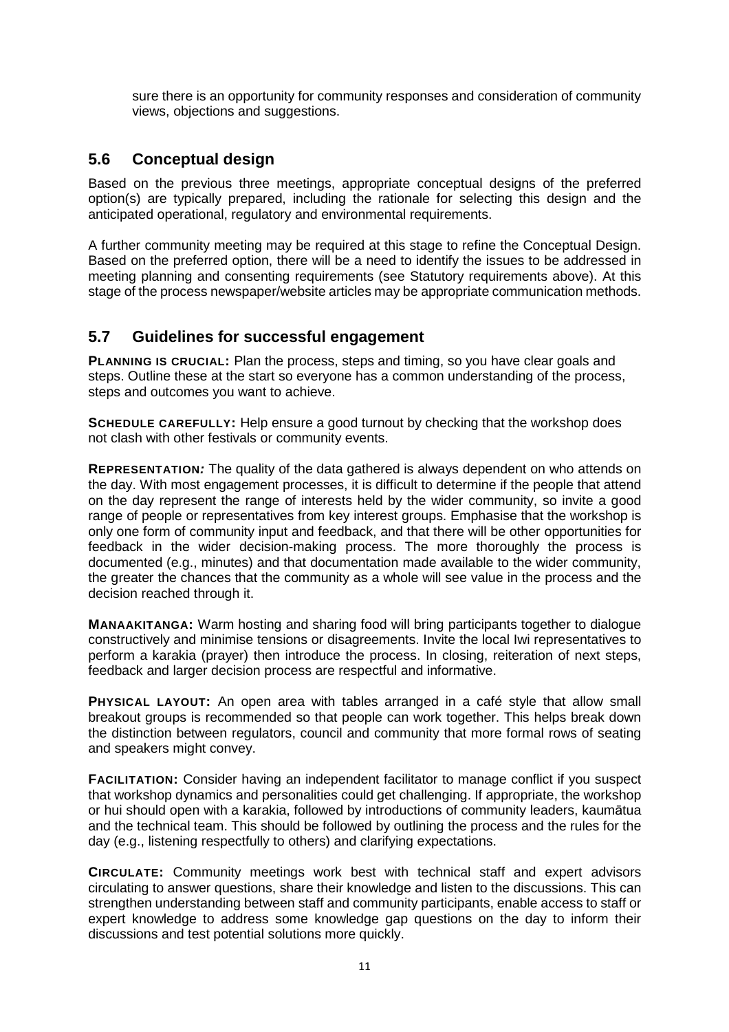sure there is an opportunity for community responses and consideration of community views, objections and suggestions.

## 5.6 Conceptual design

Based on the previous three meetings, appropriate conceptual designs of the preferred option(s) are typically prepared, including the rationale for selecting this design and the anticipated operational, regulatory and environmental requirements.

A further community meeting may be required at this stage to refine the Conceptual Design. Based on the preferred option, there will be a need to identify the issues to be addressed in meeting planning and consenting requirements (see Statutory requirements above). At this stage of the process newspaper/website articles may be appropriate communication methods.

## 5.7 Guidelines for successful engagement

**PLANNING IS CRUCIAL:** Plan the process, steps and timing, so you have clear goals and steps. Outline these at the start so everyone has a common understanding of the process, steps and outcomes you want to achieve.

**SCHEDULE CAREFULLY:** Help ensure a good turnout by checking that the workshop does not clash with other festivals or community events.

**REPRESENTATION***:* The quality of the data gathered is always dependent on who attends on the day. With most engagement processes, it is difficult to determine if the people that attend on the day represent the range of interests held by the wider community, so invite a good range of people or representatives from key interest groups. Emphasise that the workshop is only one form of community input and feedback, and that there will be other opportunities for feedback in the wider decision-making process. The more thoroughly the process is documented (e.g., minutes) and that documentation made available to the wider community, the greater the chances that the community as a whole will see value in the process and the decision reached through it.

**MANAAKITANGA:** Warm hosting and sharing food will bring participants together to dialogue constructively and minimise tensions or disagreements. Invite the local Iwi representatives to perform a karakia (prayer) then introduce the process. In closing, reiteration of next steps, feedback and larger decision process are respectful and informative.

**PHYSICAL LAYOUT:** An open area with tables arranged in a café style that allow small breakout groups is recommended so that people can work together. This helps break down the distinction between regulators, council and community that more formal rows of seating and speakers might convey.

**FACILITATION:** Consider having an independent facilitator to manage conflict if you suspect that workshop dynamics and personalities could get challenging. If appropriate, the workshop or hui should open with a karakia, followed by introductions of community leaders, kaumātua and the technical team. This should be followed by outlining the process and the rules for the day (e.g., listening respectfully to others) and clarifying expectations.

**CIRCULATE:** Community meetings work best with technical staff and expert advisors circulating to answer questions, share their knowledge and listen to the discussions. This can strengthen understanding between staff and community participants, enable access to staff or expert knowledge to address some knowledge gap questions on the day to inform their discussions and test potential solutions more quickly.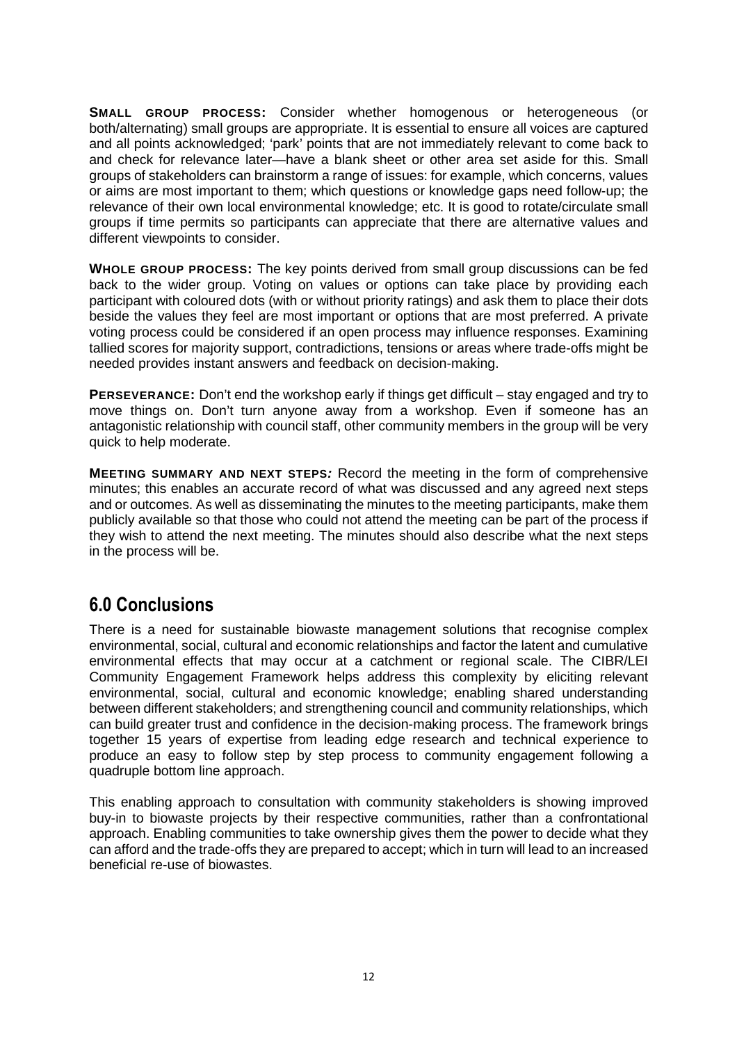**SMALL GROUP PROCESS:** Consider whether homogenous or heterogeneous (or both/alternating) small groups are appropriate. It is essential to ensure all voices are captured and all points acknowledged; 'park' points that are not immediately relevant to come back to and check for relevance later—have a blank sheet or other area set aside for this. Small groups of stakeholders can brainstorm a range of issues: for example, which concerns, values or aims are most important to them; which questions or knowledge gaps need follow-up; the relevance of their own local environmental knowledge; etc. It is good to rotate/circulate small groups if time permits so participants can appreciate that there are alternative values and different viewpoints to consider.

**WHOLE GROUP PROCESS:** The key points derived from small group discussions can be fed back to the wider group. Voting on values or options can take place by providing each participant with coloured dots (with or without priority ratings) and ask them to place their dots beside the values they feel are most important or options that are most preferred. A private voting process could be considered if an open process may influence responses. Examining tallied scores for majority support, contradictions, tensions or areas where trade-offs might be needed provides instant answers and feedback on decision-making.

**PERSEVERANCE:** Don't end the workshop early if things get difficult – stay engaged and try to move things on. Don't turn anyone away from a workshop. Even if someone has an antagonistic relationship with council staff, other community members in the group will be very quick to help moderate.

**MEETING SUMMARY AND NEXT STEPS*:*** Record the meeting in the form of comprehensive minutes; this enables an accurate record of what was discussed and any agreed next steps and or outcomes. As well as disseminating the minutes to the meeting participants, make them publicly available so that those who could not attend the meeting can be part of the process if they wish to attend the next meeting. The minutes should also describe what the next steps in the process will be.

## 6.0 Conclusions

There is a need for sustainable biowaste management solutions that recognise complex environmental, social, cultural and economic relationships and factor the latent and cumulative environmental effects that may occur at a catchment or regional scale. The CIBR/LEI Community Engagement Framework helps address this complexity by eliciting relevant environmental, social, cultural and economic knowledge; enabling shared understanding between different stakeholders; and strengthening council and community relationships, which can build greater trust and confidence in the decision-making process. The framework brings together 15 years of expertise from leading edge research and technical experience to produce an easy to follow step by step process to community engagement following a quadruple bottom line approach.

This enabling approach to consultation with community stakeholders is showing improved buy-in to biowaste projects by their respective communities, rather than a confrontational approach. Enabling communities to take ownership gives them the power to decide what they can afford and the trade-offs they are prepared to accept; which in turn will lead to an increased beneficial re-use of biowastes.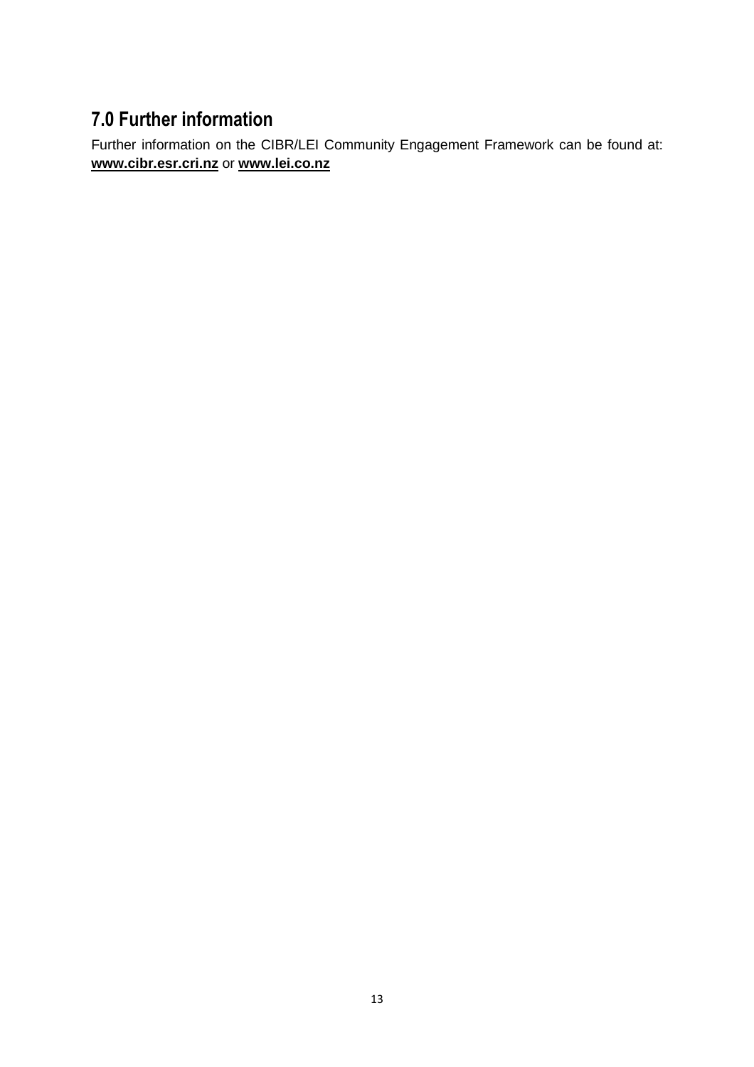## 7.0 Further information

Further information on the CIBR/LEI Community Engagement Framework can be found at: **www.cibr.esr.cri.nz** or **www.lei.co.nz**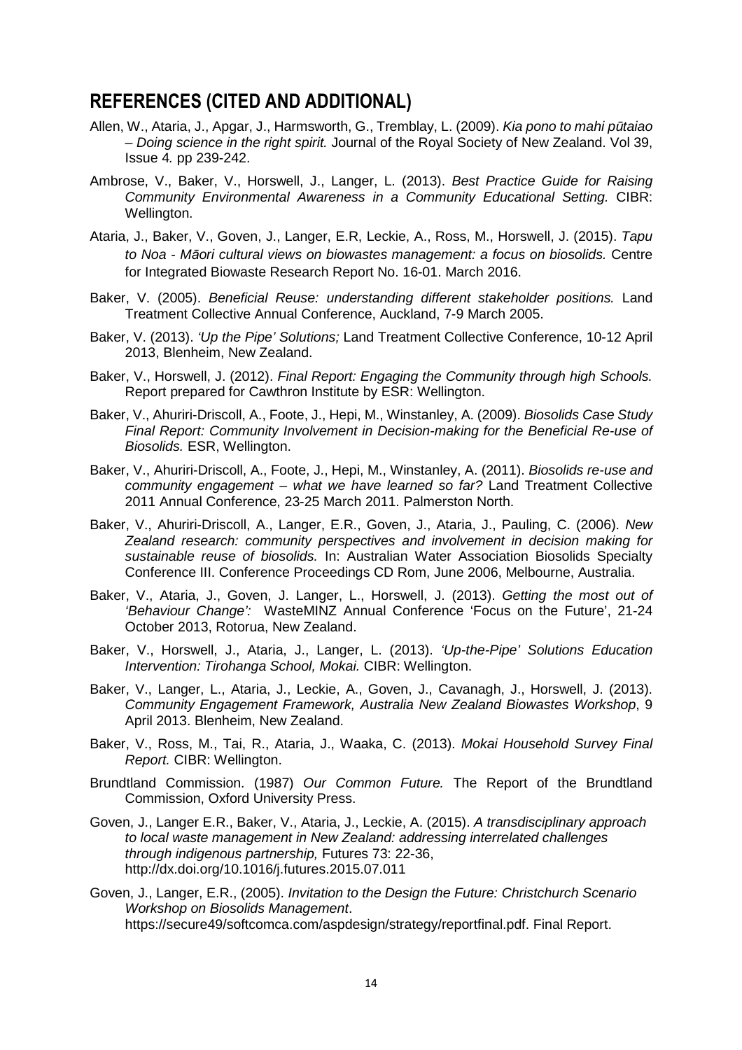## REFERENCES (CITED AND ADDITIONAL)

Allen, W., Ataria, J., Apgar, J., Harmsworth, G., Tremblay, L. (2009). *Kia pono to mahi pūtaiao – Doing science in the right spirit.* Journal of the Royal Society of New Zealand. Vol 39, Issue 4*.* pp 239-242.

Ambrose, V., Baker, V., Horswell, J., Langer, L. (2013). *Best Practice Guide for Raising Community Environmental Awareness in a Community Educational Setting.* CIBR: Wellington.

Ataria, J., Baker, V., Goven, J., Langer, E.R, Leckie, A., Ross, M., Horswell, J. (2015). *Tapu to Noa - Māori cultural views on biowastes management: a focus on biosolids.* Centre for Integrated Biowaste Research Report No. 16-01. March 2016.

Baker, V. (2005). *Beneficial Reuse: understanding different stakeholder positions.* Land Treatment Collective Annual Conference, Auckland, 7-9 March 2005.

Baker, V. (2013). *'Up the Pipe' Solutions;* Land Treatment Collective Conference, 10-12 April 2013, Blenheim, New Zealand.

Baker, V., Horswell, J. (2012). *Final Report: Engaging the Community through high Schools.* Report prepared for Cawthron Institute by ESR: Wellington.

Baker, V., Ahuriri-Driscoll, A., Foote, J., Hepi, M., Winstanley, A. (2009). *Biosolids Case Study Final Report: Community Involvement in Decision-making for the Beneficial Re-use of Biosolids.* ESR, Wellington.

Baker, V., Ahuriri-Driscoll, A., Foote, J., Hepi, M., Winstanley, A. (2011). *Biosolids re-use and community engagement – what we have learned so far?* Land Treatment Collective 2011 Annual Conference, 23-25 March 2011. Palmerston North.

Baker, V., Ahuriri-Driscoll, A., Langer, E.R., Goven, J., Ataria, J., Pauling, C. (2006). *New Zealand research: community perspectives and involvement in decision making for sustainable reuse of biosolids.* In: Australian Water Association Biosolids Specialty Conference III. Conference Proceedings CD Rom, June 2006, Melbourne, Australia.

Baker, V., Ataria, J., Goven, J. Langer, L., Horswell, J. (2013). *Getting the most out of 'Behaviour Change':* WasteMINZ Annual Conference 'Focus on the Future', 21-24 October 2013, Rotorua, New Zealand.

Baker, V., Horswell, J., Ataria, J., Langer, L. (2013). *'Up-the-Pipe' Solutions Education Intervention: Tirohanga School, Mokai.* CIBR: Wellington.

Baker, V., Langer, L., Ataria, J., Leckie, A., Goven, J., Cavanagh, J., Horswell, J. (2013). *Community Engagement Framework, Australia New Zealand Biowastes Workshop*, 9 April 2013. Blenheim, New Zealand.

Baker, V., Ross, M., Tai, R., Ataria, J., Waaka, C. (2013). *Mokai Household Survey Final Report.* CIBR: Wellington.

Brundtland Commission. (1987) *Our Common Future.* The Report of the Brundtland Commission, Oxford University Press.

Goven, J., Langer E.R., Baker, V., Ataria, J., Leckie, A. (2015). *A transdisciplinary approach to local waste management in New Zealand: addressing interrelated challenges through indigenous partnership,* Futures 73: 22-36, http://dx.doi.org/10.1016/j.futures.2015.07.011

Goven, J., Langer, E.R., (2005). *Invitation to the Design the Future: Christchurch Scenario Workshop on Biosolids Management*. https://secure49/softcomca.com/aspdesign/strategy/reportfinal.pdf. Final Report.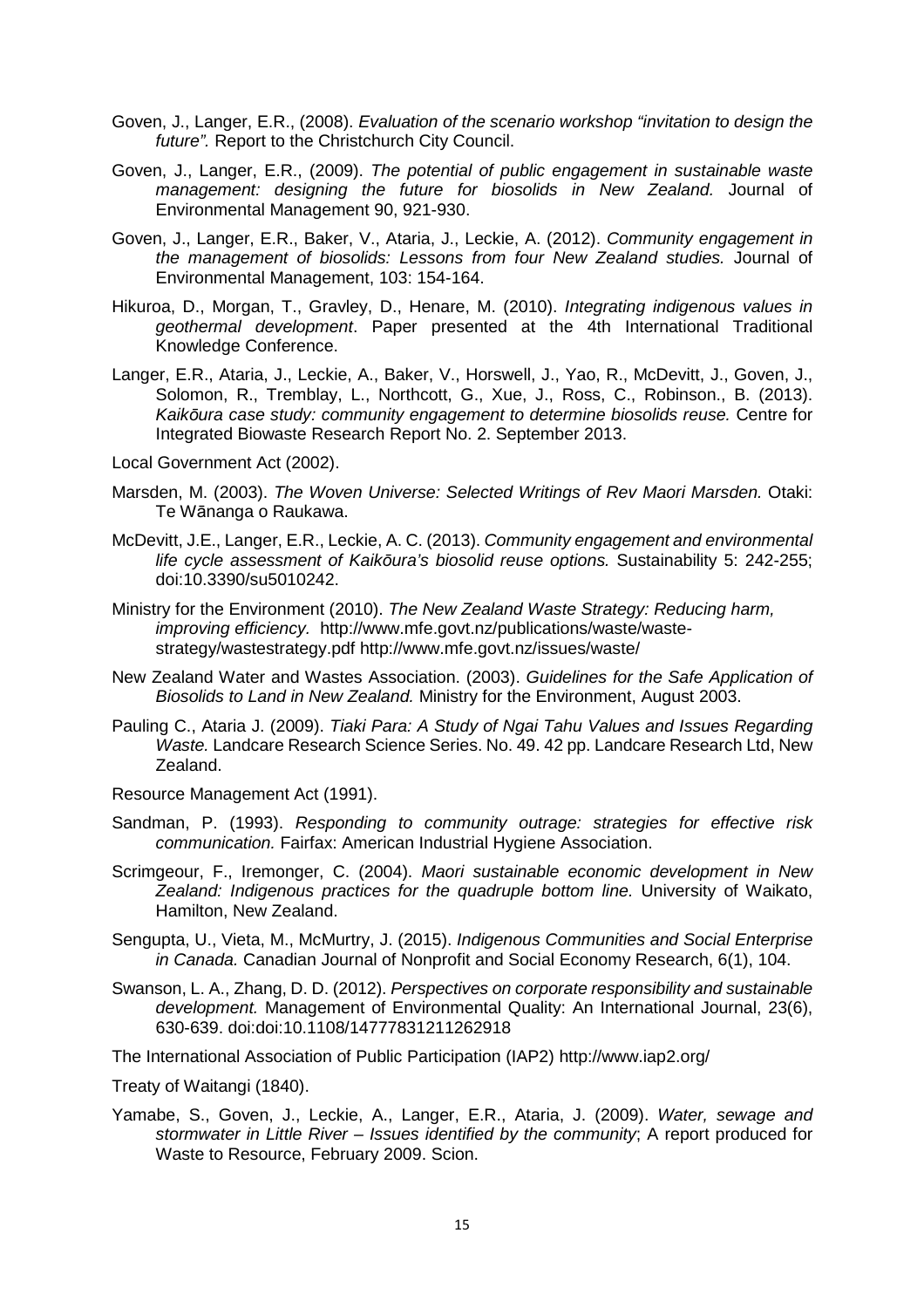Goven, J., Langer, E.R., (2008). *Evaluation of the scenario workshop "invitation to design the future".* Report to the Christchurch City Council.

Goven, J., Langer, E.R., (2009). *The potential of public engagement in sustainable waste management: designing the future for biosolids in New Zealand.* Journal of Environmental Management 90, 921-930.

Goven, J., Langer, E.R., Baker, V., Ataria, J., Leckie, A. (2012). *Community engagement in the management of biosolids: Lessons from four New Zealand studies.* Journal of Environmental Management, 103: 154-164.

Hikuroa, D., Morgan, T., Gravley, D., Henare, M. (2010). *Integrating indigenous values in geothermal development*. Paper presented at the 4th International Traditional Knowledge Conference.

Langer, E.R., Ataria, J., Leckie, A., Baker, V., Horswell, J., Yao, R., McDevitt, J., Goven, J., Solomon, R., Tremblay, L., Northcott, G., Xue, J., Ross, C., Robinson., B. (2013). *Kaikōura case study: community engagement to determine biosolids reuse.* Centre for Integrated Biowaste Research Report No. 2. September 2013.

Local Government Act (2002).

Marsden, M. (2003). *The Woven Universe: Selected Writings of Rev Maori Marsden.* Otaki: Te Wānanga o Raukawa.

McDevitt, J.E., Langer, E.R., Leckie, A. C. (2013). *Community engagement and environmental life cycle assessment of Kaikōura's biosolid reuse options.* Sustainability 5: 242-255; doi:10.3390/su5010242.

Ministry for the Environment (2010). *The New Zealand Waste Strategy: Reducing harm, improving efficiency.* http://www.mfe.govt.nz/publications/waste/waste-strategy/wastestrategy.pdf http://www.mfe.govt.nz/issues/waste/

New Zealand Water and Wastes Association. (2003). *Guidelines for the Safe Application of Biosolids to Land in New Zealand.* Ministry for the Environment, August 2003.

Pauling C., Ataria J. (2009). *Tiaki Para: A Study of Ngai Tahu Values and Issues Regarding Waste.* Landcare Research Science Series. No. 49. 42 pp. Landcare Research Ltd, New Zealand.

Resource Management Act (1991).

Sandman, P. (1993). *Responding to community outrage: strategies for effective risk communication.* Fairfax: American Industrial Hygiene Association.

Scrimgeour, F., Iremonger, C. (2004). *Maori sustainable economic development in New Zealand: Indigenous practices for the quadruple bottom line.* University of Waikato, Hamilton, New Zealand.

Sengupta, U., Vieta, M., McMurtry, J. (2015). *Indigenous Communities and Social Enterprise in Canada.* Canadian Journal of Nonprofit and Social Economy Research, 6(1), 104.

Swanson, L. A., Zhang, D. D. (2012). *Perspectives on corporate responsibility and sustainable development.* Management of Environmental Quality: An International Journal, 23(6), 630-639. doi:doi:10.1108/14777831211262918

The International Association of Public Participation (IAP2) http://www.iap2.org/

Treaty of Waitangi (1840).

Yamabe, S., Goven, J., Leckie, A., Langer, E.R., Ataria, J. (2009). *Water, sewage and stormwater in Little River – Issues identified by the community*; A report produced for Waste to Resource, February 2009. Scion.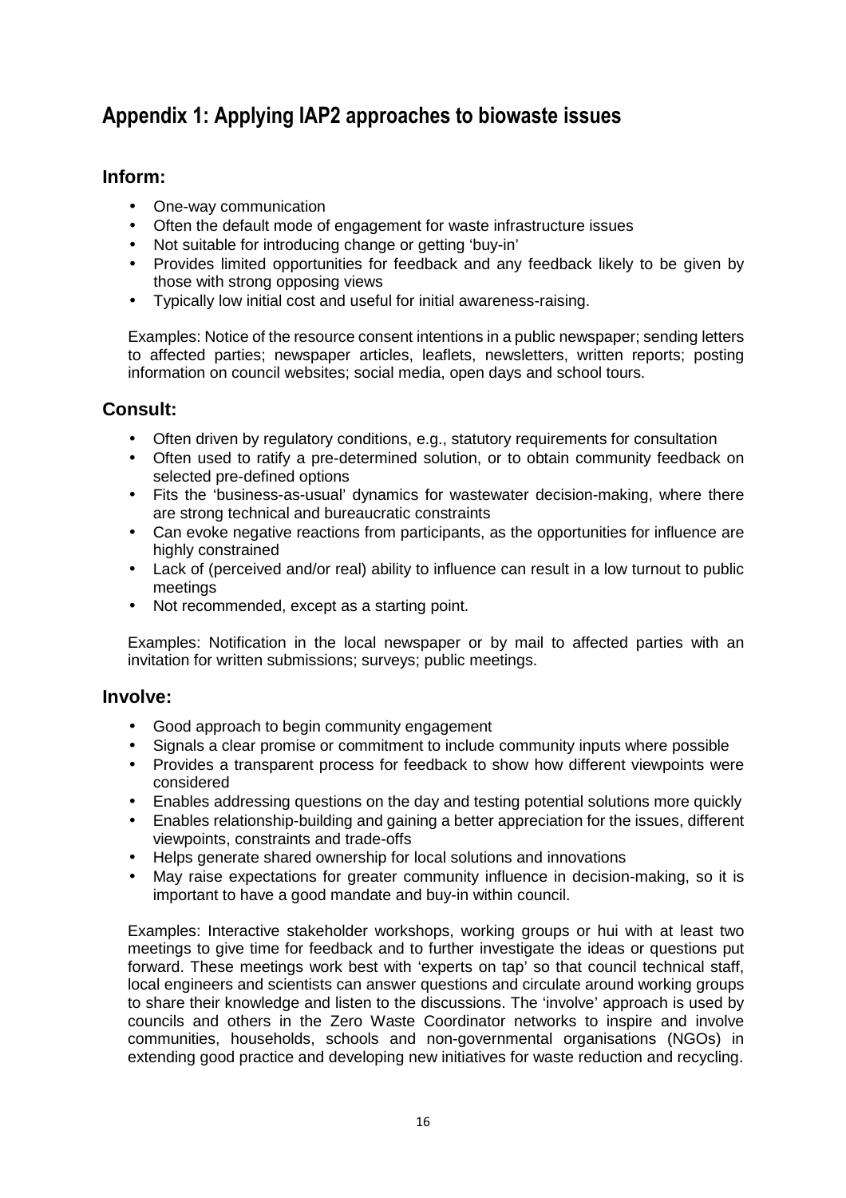# Appendix 1: Applying IAP2 approaches to biowaste issues

## Inform:

- One-way communication
- Often the default mode of engagement for waste infrastructure issues
- Not suitable for introducing change or getting 'buy-in'
- Provides limited opportunities for feedback and any feedback likely to be given by those with strong opposing views
- Typically low initial cost and useful for initial awareness-raising.

Examples: Notice of the resource consent intentions in a public newspaper; sending letters to affected parties; newspaper articles, leaflets, newsletters, written reports; posting information on council websites; social media, open days and school tours.

## Consult:

- Often driven by regulatory conditions, e.g., statutory requirements for consultation
- Often used to ratify a pre-determined solution, or to obtain community feedback on selected pre-defined options
- Fits the 'business-as-usual' dynamics for wastewater decision-making, where there are strong technical and bureaucratic constraints
- Can evoke negative reactions from participants, as the opportunities for influence are highly constrained
- Lack of (perceived and/or real) ability to influence can result in a low turnout to public meetings
- Not recommended, except as a starting point.

Examples: Notification in the local newspaper or by mail to affected parties with an invitation for written submissions; surveys; public meetings.

## Involve:

- Good approach to begin community engagement
- Signals a clear promise or commitment to include community inputs where possible
- Provides a transparent process for feedback to show how different viewpoints were considered
- Enables addressing questions on the day and testing potential solutions more quickly
- Enables relationship-building and gaining a better appreciation for the issues, different viewpoints, constraints and trade-offs
- Helps generate shared ownership for local solutions and innovations
- May raise expectations for greater community influence in decision-making, so it is important to have a good mandate and buy-in within council.

Examples: Interactive stakeholder workshops, working groups or hui with at least two meetings to give time for feedback and to further investigate the ideas or questions put forward. These meetings work best with 'experts on tap' so that council technical staff, local engineers and scientists can answer questions and circulate around working groups to share their knowledge and listen to the discussions. The 'involve' approach is used by councils and others in the Zero Waste Coordinator networks to inspire and involve communities, households, schools and non-governmental organisations (NGOs) in extending good practice and developing new initiatives for waste reduction and recycling.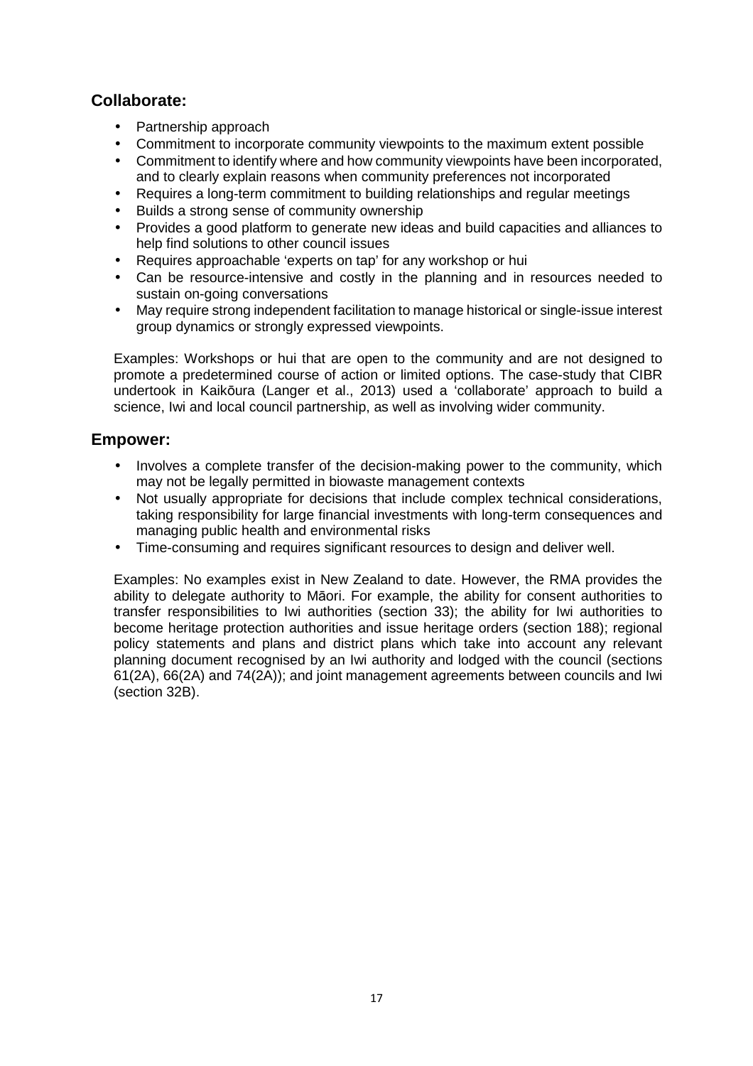## Collaborate:

- Partnership approach
- Commitment to incorporate community viewpoints to the maximum extent possible
- Commitment to identify where and how community viewpoints have been incorporated, and to clearly explain reasons when community preferences not incorporated
- Requires a long-term commitment to building relationships and regular meetings
- Builds a strong sense of community ownership
- Provides a good platform to generate new ideas and build capacities and alliances to help find solutions to other council issues
- Requires approachable 'experts on tap' for any workshop or hui
- Can be resource-intensive and costly in the planning and in resources needed to sustain on-going conversations
- May require strong independent facilitation to manage historical or single-issue interest group dynamics or strongly expressed viewpoints.

Examples: Workshops or hui that are open to the community and are not designed to promote a predetermined course of action or limited options. The case-study that CIBR undertook in Kaikōura (Langer et al., 2013) used a 'collaborate' approach to build a science, Iwi and local council partnership, as well as involving wider community.

## Empower:

- Involves a complete transfer of the decision-making power to the community, which may not be legally permitted in biowaste management contexts
- Not usually appropriate for decisions that include complex technical considerations, taking responsibility for large financial investments with long-term consequences and managing public health and environmental risks
- Time-consuming and requires significant resources to design and deliver well.

Examples: No examples exist in New Zealand to date. However, the RMA provides the ability to delegate authority to Māori. For example, the ability for consent authorities to transfer responsibilities to Iwi authorities (section 33); the ability for Iwi authorities to become heritage protection authorities and issue heritage orders (section 188); regional policy statements and plans and district plans which take into account any relevant planning document recognised by an Iwi authority and lodged with the council (sections 61(2A), 66(2A) and 74(2A)); and joint management agreements between councils and Iwi (section 32B).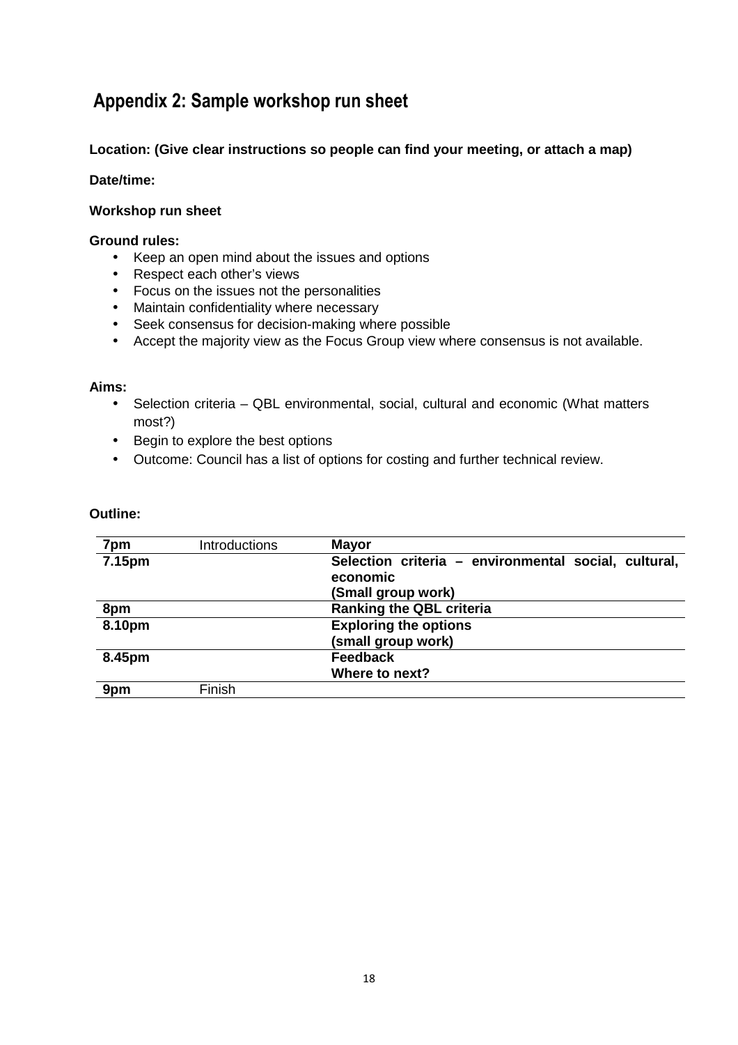## Appendix 2: Sample workshop run sheet

**Location: (Give clear instructions so people can find your meeting, or attach a map)**

**Date/time:**

**Workshop run sheet**

**Ground rules:**

- Keep an open mind about the issues and options
- Respect each other's views
- Focus on the issues not the personalities
- Maintain confidentiality where necessary
- Seek consensus for decision-making where possible
- Accept the majority view as the Focus Group view where consensus is not available.

**Aims:**

- Selection criteria – QBL environmental, social, cultural and economic (What matters most?)
- Begin to explore the best options
- Outcome: Council has a list of options for costing and further technical review.

**Outline:**

| | | |
|---|---|---|
| **7pm** | Introductions | **Mayor** |
| **7.15pm** | | **Selection criteria – environmental social, cultural, economic (Small group work)** |
| **8pm** | | **Ranking the QBL criteria** |
| **8.10pm** | | **Exploring the options (small group work)** |
| **8.45pm** | | **Feedback Where to next?** |
| **9pm** | Finish | |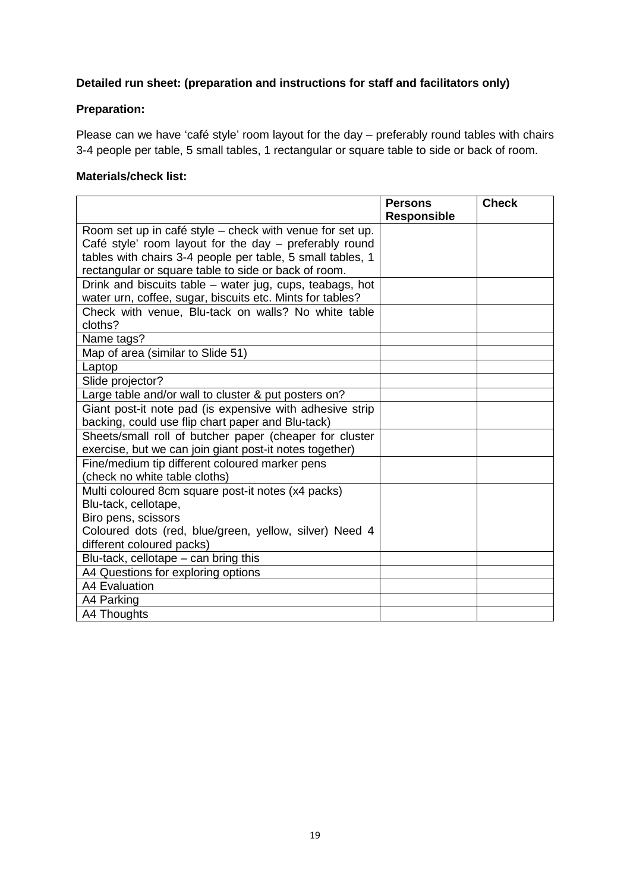**Detailed run sheet: (preparation and instructions for staff and facilitators only)**

**Preparation:**

Please can we have 'café style' room layout for the day – preferably round tables with chairs 3-4 people per table, 5 small tables, 1 rectangular or square table to side or back of room.

**Materials/check list:**

| | Persons Responsible | Check |
|---|---|---|
| Room set up in café style – check with venue for set up. Café style' room layout for the day – preferably round tables with chairs 3-4 people per table, 5 small tables, 1 rectangular or square table to side or back of room. | | |
| Drink and biscuits table – water jug, cups, teabags, hot water urn, coffee, sugar, biscuits etc. Mints for tables? | | |
| Check with venue, Blu-tack on walls? No white table cloths? | | |
| Name tags? | | |
| Map of area (similar to Slide 51) | | |
| Laptop | | |
| Slide projector? | | |
| Large table and/or wall to cluster & put posters on? | | |
| Giant post-it note pad (is expensive with adhesive strip backing, could use flip chart paper and Blu-tack) | | |
| Sheets/small roll of butcher paper (cheaper for cluster exercise, but we can join giant post-it notes together) | | |
| Fine/medium tip different coloured marker pens (check no white table cloths) | | |
| Multi coloured 8cm square post-it notes (x4 packs) Blu-tack, cellotape, Biro pens, scissors Coloured dots (red, blue/green, yellow, silver) Need 4 different coloured packs) | | |
| Blu-tack, cellotape – can bring this | | |
| A4 Questions for exploring options | | |
| A4 Evaluation | | |
| A4 Parking | | |
| A4 Thoughts | | |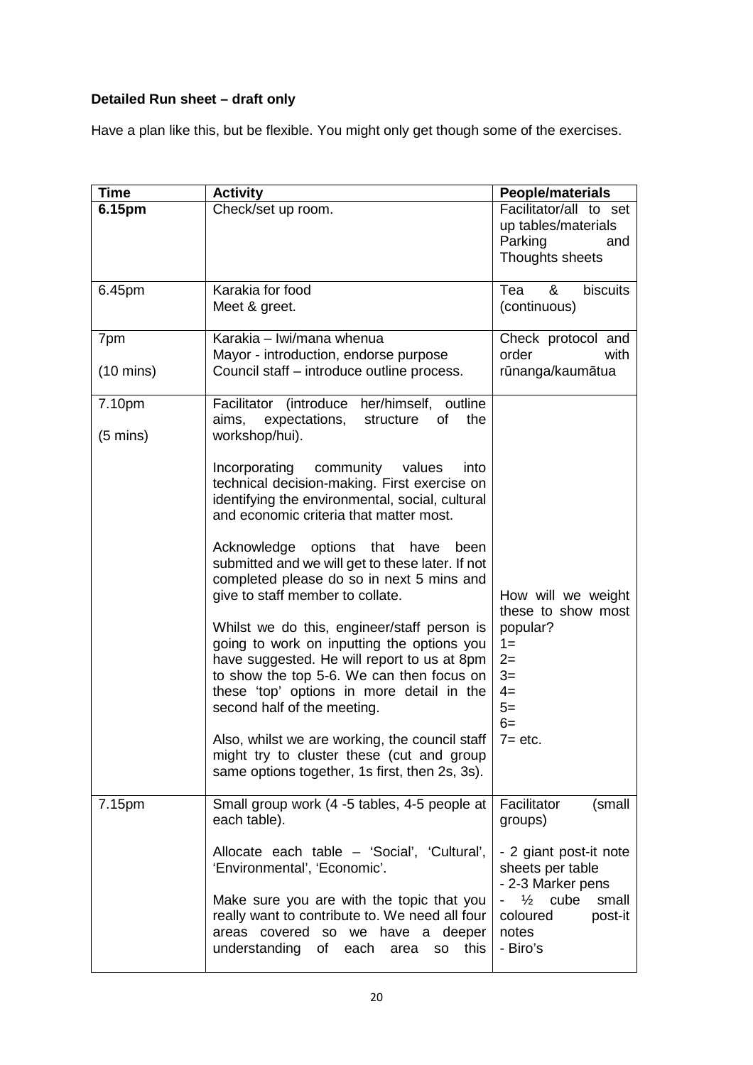**Detailed Run sheet – draft only**

Have a plan like this, but be flexible. You might only get though some of the exercises.

| Time | Activity | People/materials |
|---|---|---|
| **6.15pm** | Check/set up room. | Facilitator/all to set up tables/materials Parking and Thoughts sheets |
| 6.45pm | Karakia for food<br>Meet & greet. | Tea & biscuits (continuous) |
| 7pm<br><br>(10 mins) | Karakia – Iwi/mana whenua<br>Mayor - introduction, endorse purpose<br>Council staff – introduce outline process. | Check protocol and order with rūnanga/kaumātua |
| 7.10pm<br><br>(5 mins) | Facilitator (introduce her/himself, outline aims, expectations, structure of the workshop/hui).<br><br>Incorporating community values into technical decision-making. First exercise on identifying the environmental, social, cultural and economic criteria that matter most.<br><br>Acknowledge options that have been submitted and we will get to these later. If not completed please do so in next 5 mins and give to staff member to collate.<br><br>Whilst we do this, engineer/staff person is going to work on inputting the options you have suggested. He will report to us at 8pm to show the top 5-6. We can then focus on these 'top' options in more detail in the second half of the meeting.<br><br>Also, whilst we are working, the council staff might try to cluster these (cut and group same options together, 1s first, then 2s, 3s). | How will we weight these to show most popular?<br>1=<br>2=<br>3=<br>4=<br>5=<br>6=<br>7= etc. |
| 7.15pm | Small group work (4 -5 tables, 4-5 people at each table).<br><br>Allocate each table – 'Social', 'Cultural', 'Environmental', 'Economic'.<br><br>Make sure you are with the topic that you really want to contribute to. We need all four areas covered so we have a deeper understanding of each area so this | Facilitator (small groups)<br><br>- 2 giant post-it note sheets per table<br>- 2-3 Marker pens<br>- ½ cube small coloured post-it notes<br>- Biro's |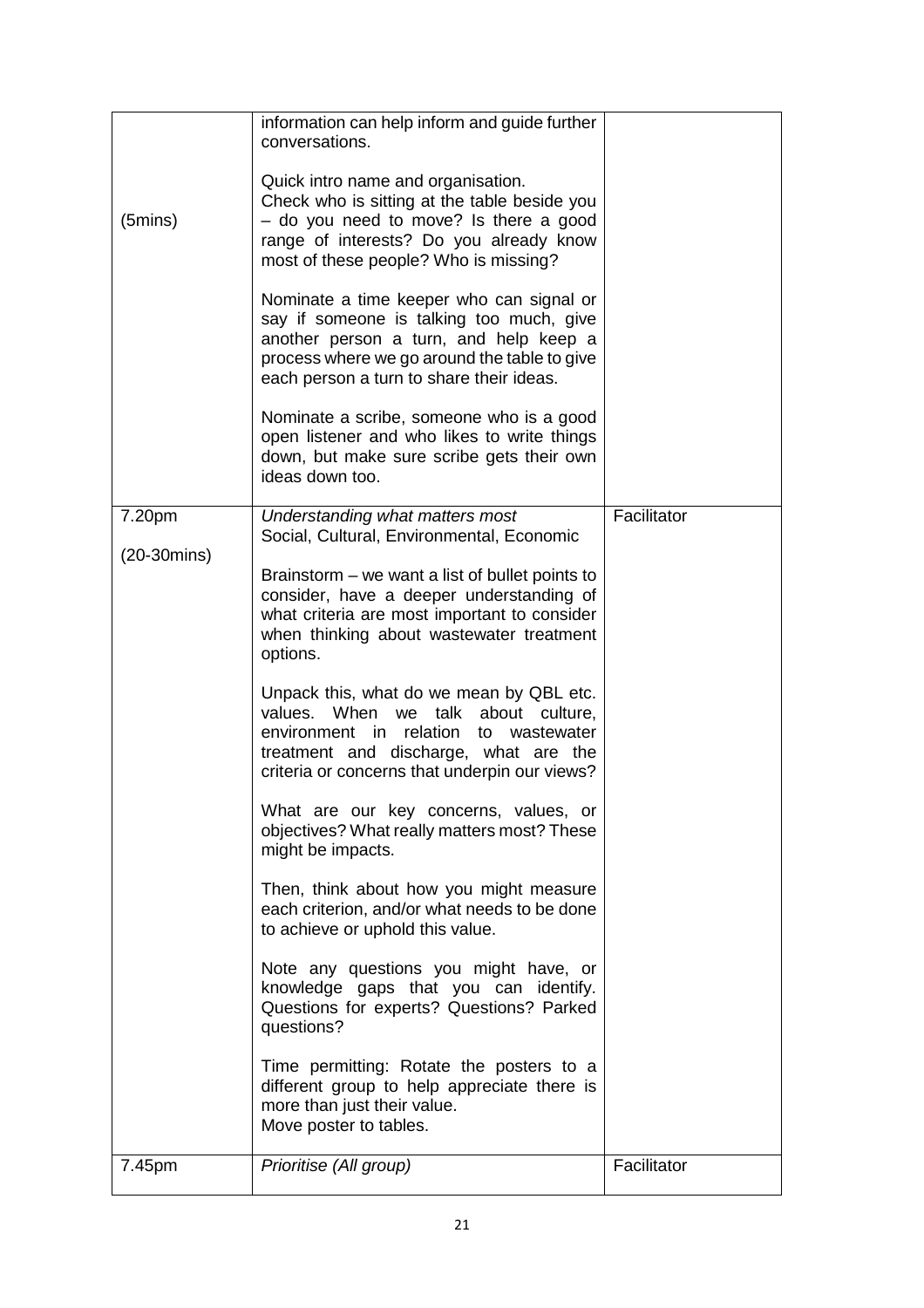| | | |
|---|---|---|
| (5mins) | information can help inform and guide further conversations.<br><br>Quick intro name and organisation.<br>Check who is sitting at the table beside you – do you need to move? Is there a good range of interests? Do you already know most of these people? Who is missing?<br><br>Nominate a time keeper who can signal or say if someone is talking too much, give another person a turn, and help keep a process where we go around the table to give each person a turn to share their ideas.<br><br>Nominate a scribe, someone who is a good open listener and who likes to write things down, but make sure scribe gets their own ideas down too. | |
| 7.20pm<br><br>(20-30mins) | *Understanding what matters most*<br>Social, Cultural, Environmental, Economic<br><br>Brainstorm – we want a list of bullet points to consider, have a deeper understanding of what criteria are most important to consider when thinking about wastewater treatment options.<br><br>Unpack this, what do we mean by QBL etc. values. When we talk about culture, environment in relation to wastewater treatment and discharge, what are the criteria or concerns that underpin our views?<br><br>What are our key concerns, values, or objectives? What really matters most? These might be impacts.<br><br>Then, think about how you might measure each criterion, and/or what needs to be done to achieve or uphold this value.<br><br>Note any questions you might have, or knowledge gaps that you can identify. Questions for experts? Questions? Parked questions?<br><br>Time permitting: Rotate the posters to a different group to help appreciate there is more than just their value.<br>Move poster to tables. | Facilitator |
| 7.45pm | *Prioritise (All group)* | Facilitator |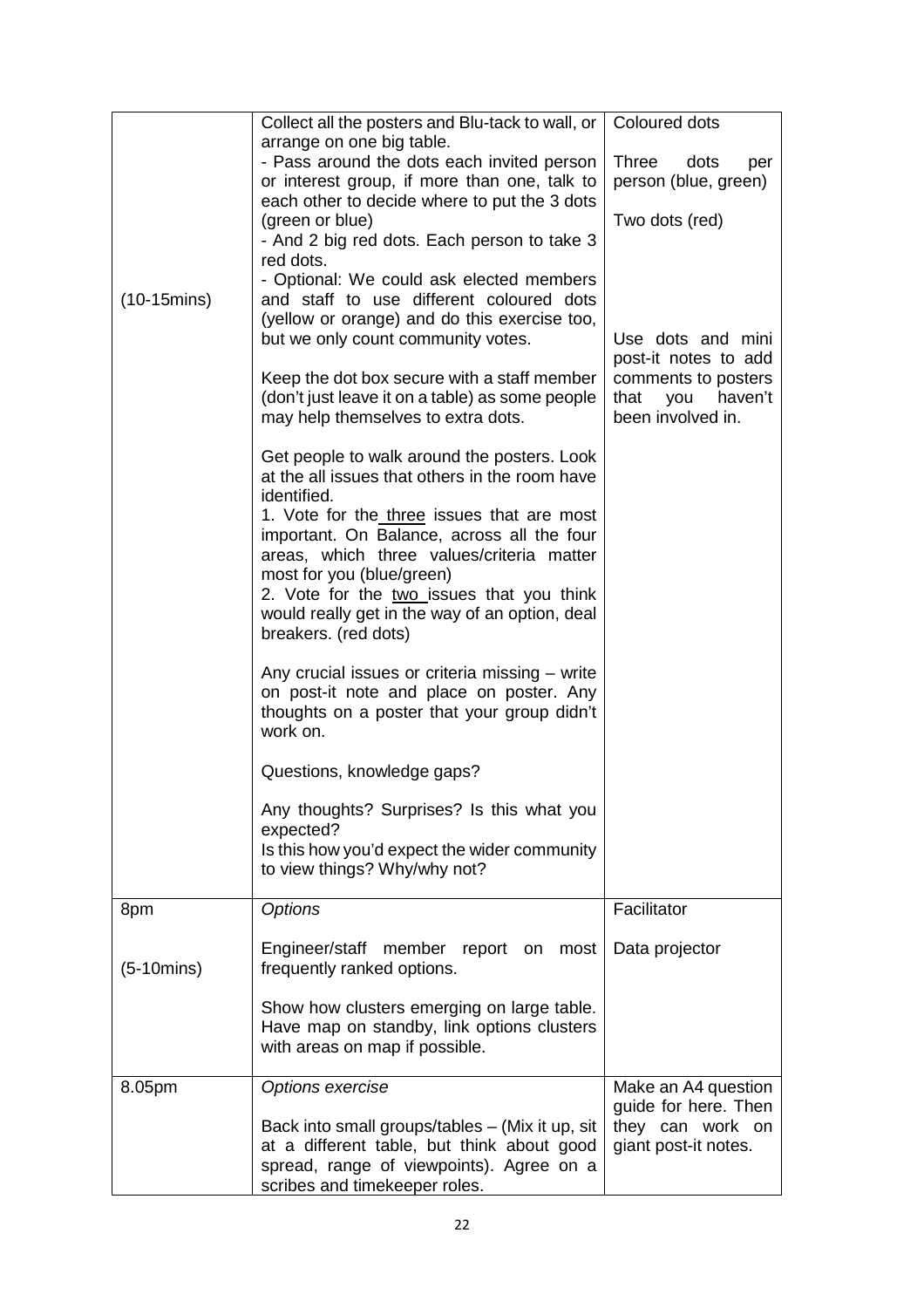| | | |
|---|---|---|
| (10-15mins) | Collect all the posters and Blu-tack to wall, or arrange on one big table.<br>- Pass around the dots each invited person or interest group, if more than one, talk to each other to decide where to put the 3 dots (green or blue)<br>- And 2 big red dots. Each person to take 3 red dots.<br>- Optional: We could ask elected members and staff to use different coloured dots (yellow or orange) and do this exercise too, but we only count community votes.<br><br>Keep the dot box secure with a staff member (don't just leave it on a table) as some people may help themselves to extra dots.<br><br>Get people to walk around the posters. Look at the all issues that others in the room have identified.<br>1. Vote for the <u>three</u> issues that are most important. On Balance, across all the four areas, which three values/criteria matter most for you (blue/green)<br>2. Vote for the <u>two</u> issues that you think would really get in the way of an option, deal breakers. (red dots)<br><br>Any crucial issues or criteria missing – write on post-it note and place on poster. Any thoughts on a poster that your group didn't work on.<br><br>Questions, knowledge gaps?<br><br>Any thoughts? Surprises? Is this what you expected?<br>Is this how you'd expect the wider community to view things? Why/why not? | Coloured dots<br><br>Three dots per person (blue, green)<br><br>Two dots (red)<br><br>Use dots and mini post-it notes to add comments to posters that you haven't been involved in. |
| 8pm<br><br>(5-10mins) | *Options*<br><br>Engineer/staff member report on most frequently ranked options.<br><br>Show how clusters emerging on large table. Have map on standby, link options clusters with areas on map if possible. | Facilitator<br><br>Data projector |
| 8.05pm | *Options exercise*<br><br>Back into small groups/tables – (Mix it up, sit at a different table, but think about good spread, range of viewpoints). Agree on a scribes and timekeeper roles. | Make an A4 question guide for here. Then they can work on giant post-it notes. |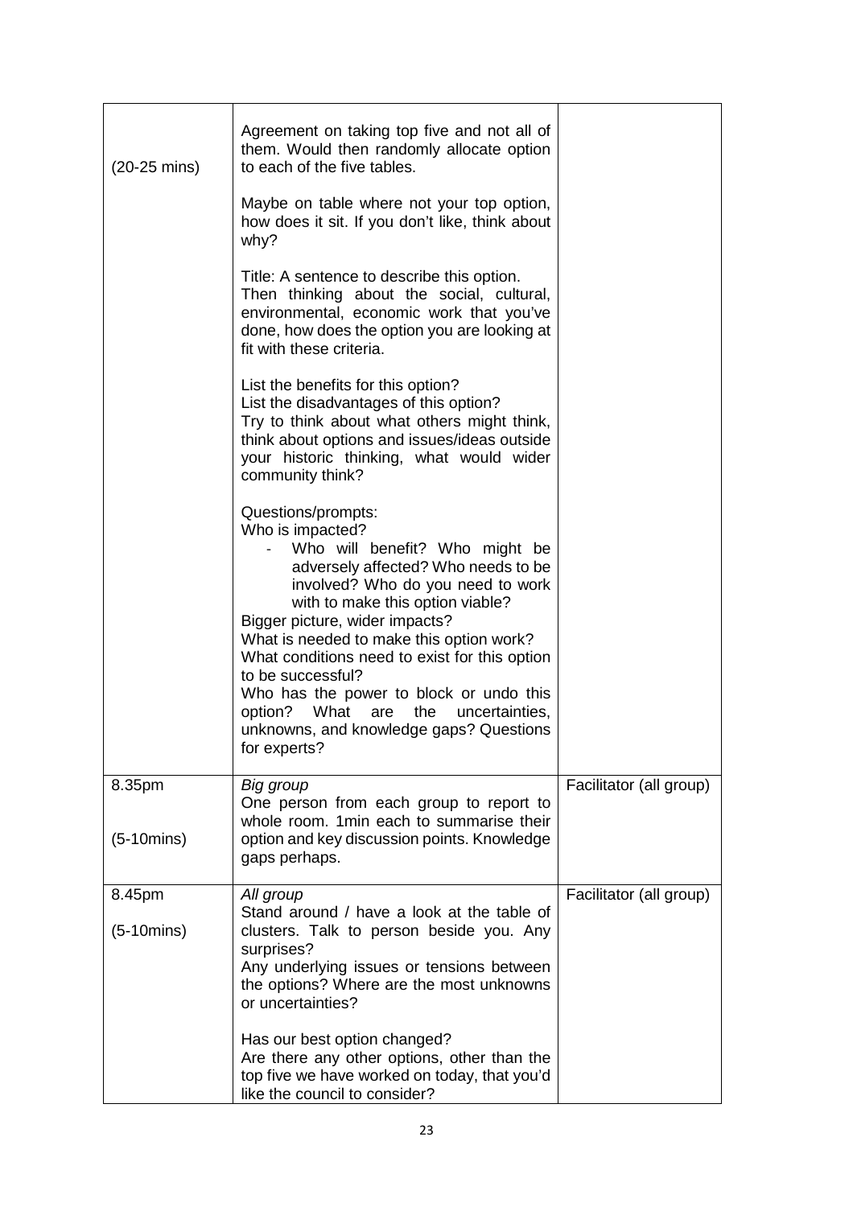| | | |
|---|---|---|
| (20-25 mins) | Agreement on taking top five and not all of them. Would then randomly allocate option to each of the five tables.<br><br>Maybe on table where not your top option, how does it sit. If you don't like, think about why?<br><br>Title: A sentence to describe this option.<br>Then thinking about the social, cultural, environmental, economic work that you've done, how does the option you are looking at fit with these criteria.<br><br>List the benefits for this option?<br>List the disadvantages of this option?<br>Try to think about what others might think, think about options and issues/ideas outside your historic thinking, what would wider community think?<br><br>Questions/prompts:<br>Who is impacted?<br>- Who will benefit? Who might be adversely affected? Who needs to be involved? Who do you need to work with to make this option viable?<br>Bigger picture, wider impacts?<br>What is needed to make this option work?<br>What conditions need to exist for this option to be successful?<br>Who has the power to block or undo this option? What are the uncertainties, unknowns, and knowledge gaps? Questions for experts? | |
| 8.35pm<br><br>(5-10mins) | *Big group*<br>One person from each group to report to whole room. 1min each to summarise their option and key discussion points. Knowledge gaps perhaps. | Facilitator (all group) |
| 8.45pm<br><br>(5-10mins) | *All group*<br>Stand around / have a look at the table of clusters. Talk to person beside you. Any surprises?<br>Any underlying issues or tensions between the options? Where are the most unknowns or uncertainties?<br><br>Has our best option changed?<br>Are there any other options, other than the top five we have worked on today, that you'd like the council to consider? | Facilitator (all group) |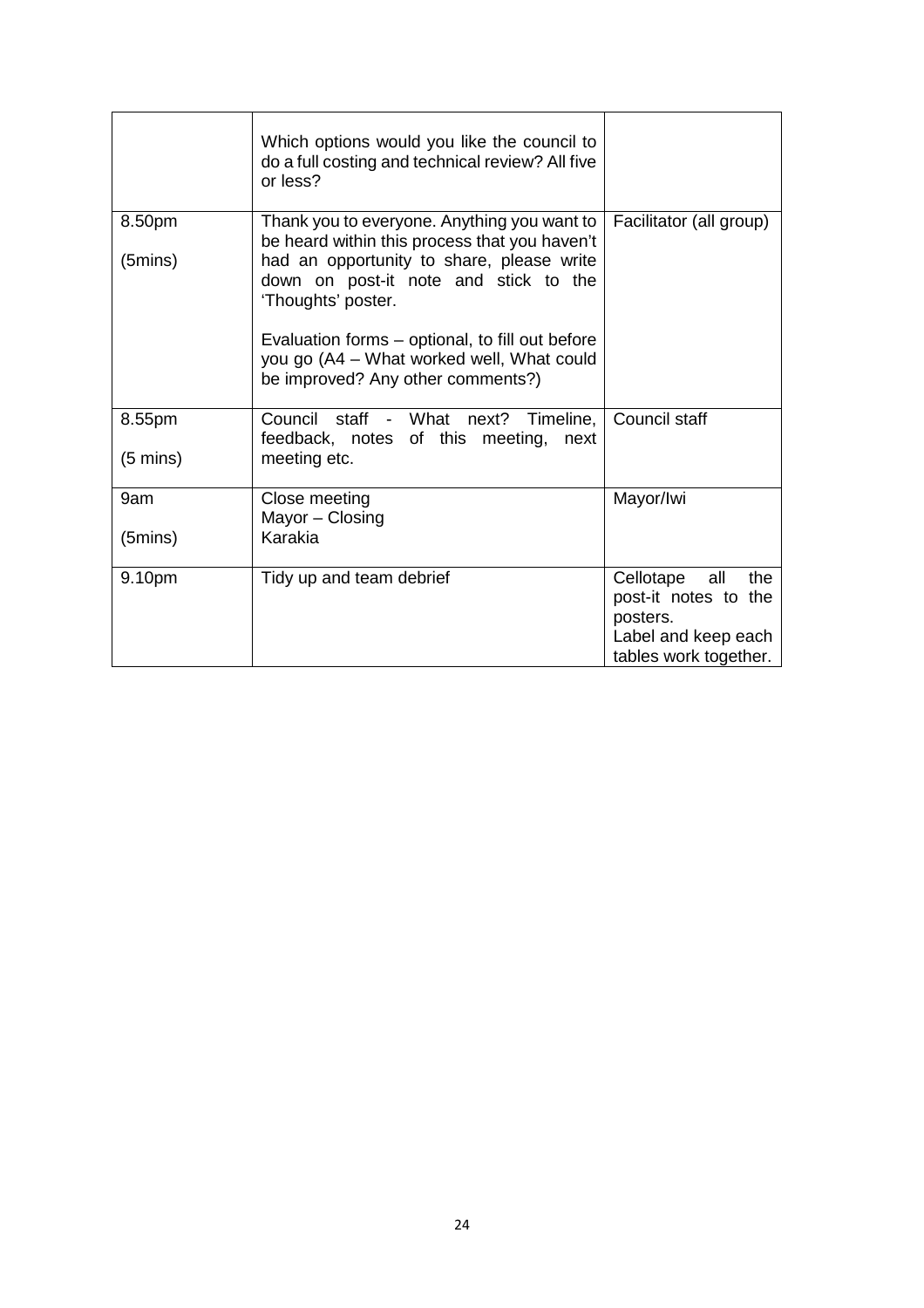| | | |
|---|---|---|
| | Which options would you like the council to do a full costing and technical review? All five or less? | |
| 8.50pm<br><br>(5mins) | Thank you to everyone. Anything you want to be heard within this process that you haven't had an opportunity to share, please write down on post-it note and stick to the 'Thoughts' poster.<br><br>Evaluation forms – optional, to fill out before you go (A4 – What worked well, What could be improved? Any other comments?) | Facilitator (all group) |
| 8.55pm<br><br>(5 mins) | Council staff - What next? Timeline, feedback, notes of this meeting, next meeting etc. | Council staff |
| 9am<br><br>(5mins) | Close meeting<br>Mayor – Closing<br>Karakia | Mayor/Iwi |
| 9.10pm | Tidy up and team debrief | Cellotape all the post-it notes to the posters.<br>Label and keep each tables work together. |